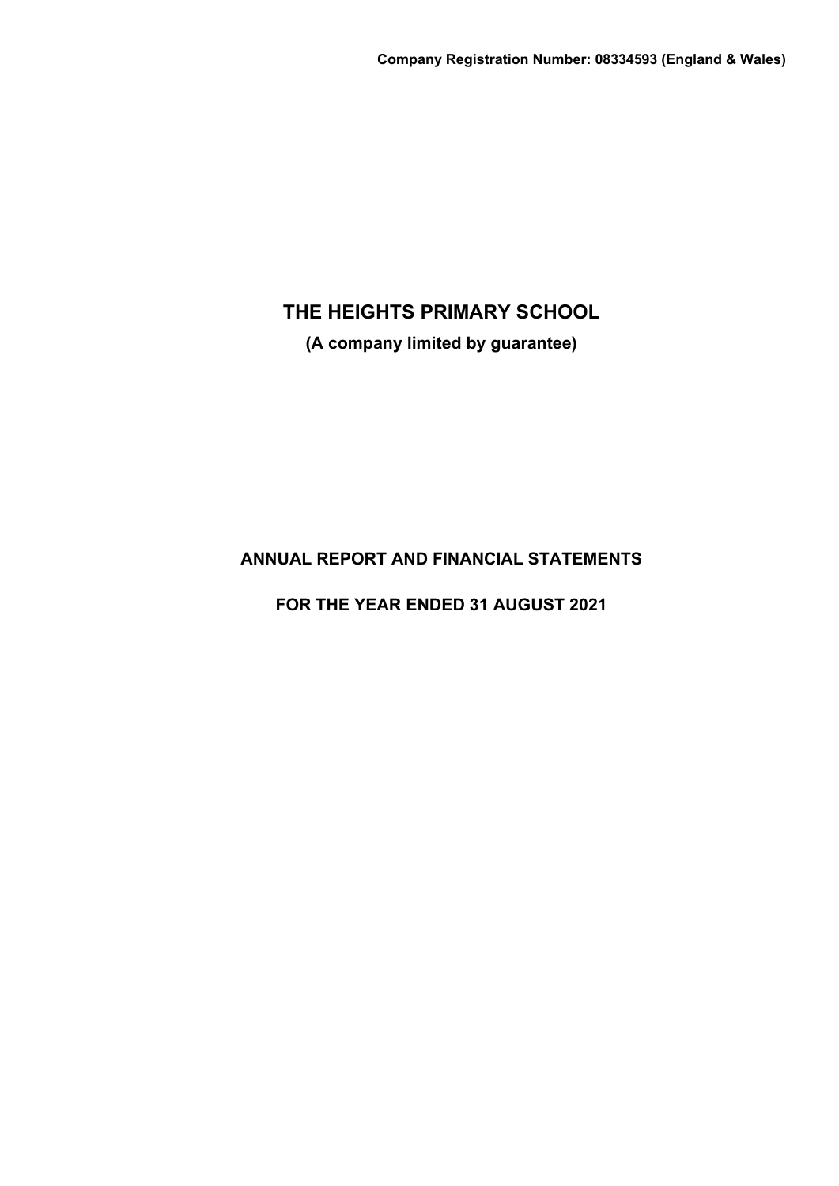**Company Registration Number: 08334593 (England & Wales)**

# THE HEIGHTS PRIMARY SCHOOL

**(A company limited by guarantee)**

## ANNUAL REPORT AND FINANCIAL STATEMENTS

## FOR THE YEAR ENDED 31 AUGUST 2021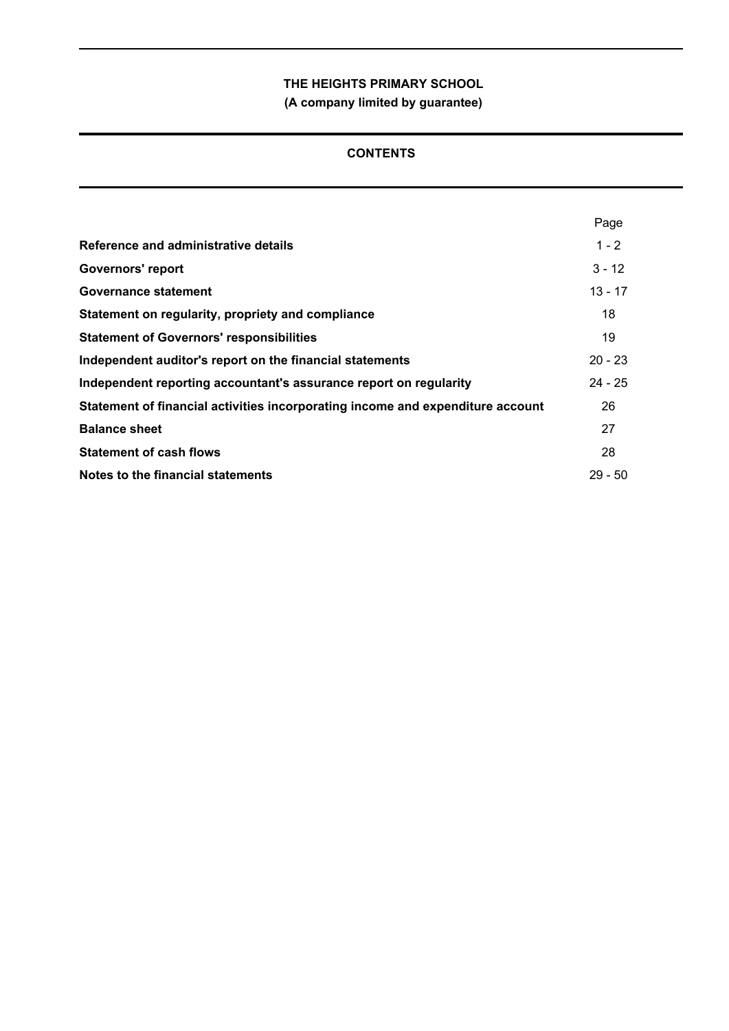# THE HEIGHTS PRIMARY SCHOOL

**(A company limited by guarantee)**

## CONTENTS

| | Page |
|---|---|
| **Reference and administrative details** | 1 - 2 |
| **Governors' report** | 3 - 12 |
| **Governance statement** | 13 - 17 |
| **Statement on regularity, propriety and compliance** | 18 |
| **Statement of Governors' responsibilities** | 19 |
| **Independent auditor's report on the financial statements** | 20 - 23 |
| **Independent reporting accountant's assurance report on regularity** | 24 - 25 |
| **Statement of financial activities incorporating income and expenditure account** | 26 |
| **Balance sheet** | 27 |
| **Statement of cash flows** | 28 |
| **Notes to the financial statements** | 29 - 50 |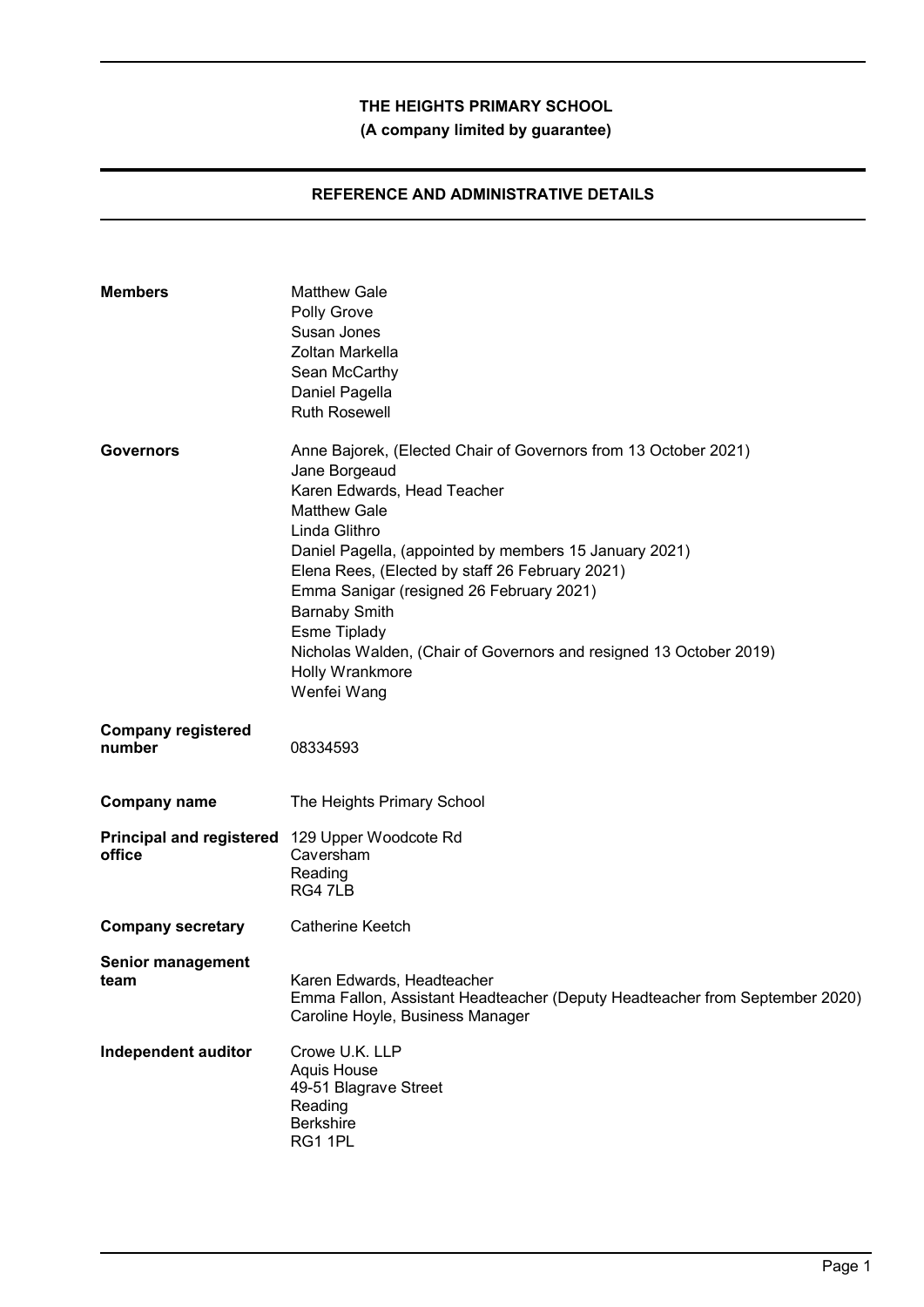# THE HEIGHTS PRIMARY SCHOOL

**(A company limited by guarantee)**

## REFERENCE AND ADMINISTRATIVE DETAILS

| | |
|---|---|
| **Members** | Matthew Gale<br>Polly Grove<br>Susan Jones<br>Zoltan Markella<br>Sean McCarthy<br>Daniel Pagella<br>Ruth Rosewell |
| **Governors** | Anne Bajorek, (Elected Chair of Governors from 13 October 2021)<br>Jane Borgeaud<br>Karen Edwards, Head Teacher<br>Matthew Gale<br>Linda Glithro<br>Daniel Pagella, (appointed by members 15 January 2021)<br>Elena Rees, (Elected by staff 26 February 2021)<br>Emma Sanigar (resigned 26 February 2021)<br>Barnaby Smith<br>Esme Tiplady<br>Nicholas Walden, (Chair of Governors and resigned 13 October 2019)<br>Holly Wrankmore<br>Wenfei Wang |
| **Company registered number** | 08334593 |
| **Company name** | The Heights Primary School |
| **Principal and registered office** | 129 Upper Woodcote Rd<br>Caversham<br>Reading<br>RG4 7LB |
| **Company secretary** | Catherine Keetch |
| **Senior management team** | Karen Edwards, Headteacher<br>Emma Fallon, Assistant Headteacher (Deputy Headteacher from September 2020)<br>Caroline Hoyle, Business Manager |
| **Independent auditor** | Crowe U.K. LLP<br>Aquis House<br>49-51 Blagrave Street<br>Reading<br>Berkshire<br>RG1 1PL |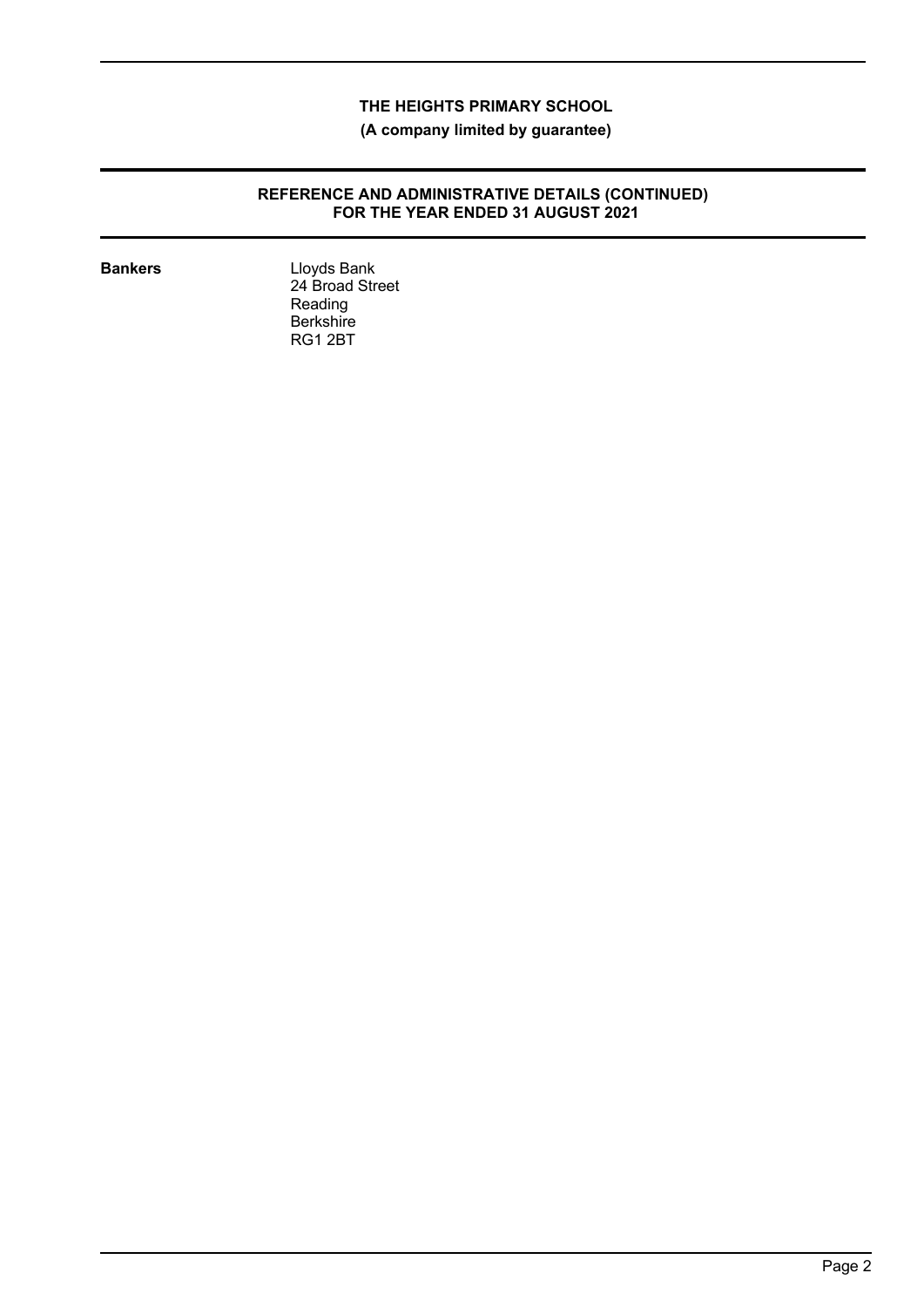# THE HEIGHTS PRIMARY SCHOOL

**(A company limited by guarantee)**

## REFERENCE AND ADMINISTRATIVE DETAILS (CONTINUED) FOR THE YEAR ENDED 31 AUGUST 2021

**Bankers**

Lloyds Bank
24 Broad Street
Reading
Berkshire
RG1 2BT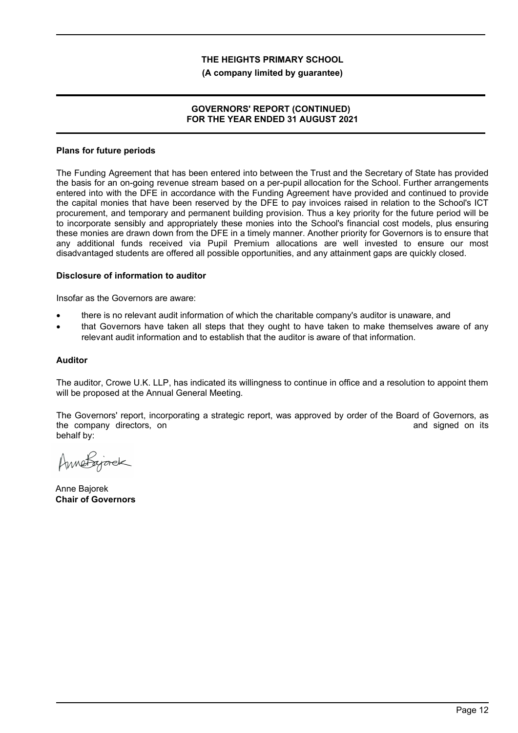## Plans for future periods

The Funding Agreement that has been entered into between the Trust and the Secretary of State has provided the basis for an on-going revenue stream based on a per-pupil allocation for the School. Further arrangements entered into with the DFE in accordance with the Funding Agreement have provided and continued to provide the capital monies that have been reserved by the DFE to pay invoices raised in relation to the School's ICT procurement, and temporary and permanent building provision. Thus a key priority for the future period will be to incorporate sensibly and appropriately these monies into the School's financial cost models, plus ensuring these monies are drawn down from the DFE in a timely manner. Another priority for Governors is to ensure that any additional funds received via Pupil Premium allocations are well invested to ensure our most disadvantaged students are offered all possible opportunities, and any attainment gaps are quickly closed.

## Disclosure of information to auditor

Insofar as the Governors are aware:

- there is no relevant audit information of which the charitable company's auditor is unaware, and
- that Governors have taken all steps that they ought to have taken to make themselves aware of any relevant audit information and to establish that the auditor is aware of that information.

## Auditor

The auditor, Crowe U.K. LLP, has indicated its willingness to continue in office and a resolution to appoint them will be proposed at the Annual General Meeting.

The Governors' report, incorporating a strategic report, was approved by order of the Board of Governors, as the company directors, on and signed on its behalf by:

Anne Bajorek
**Chair of Governors**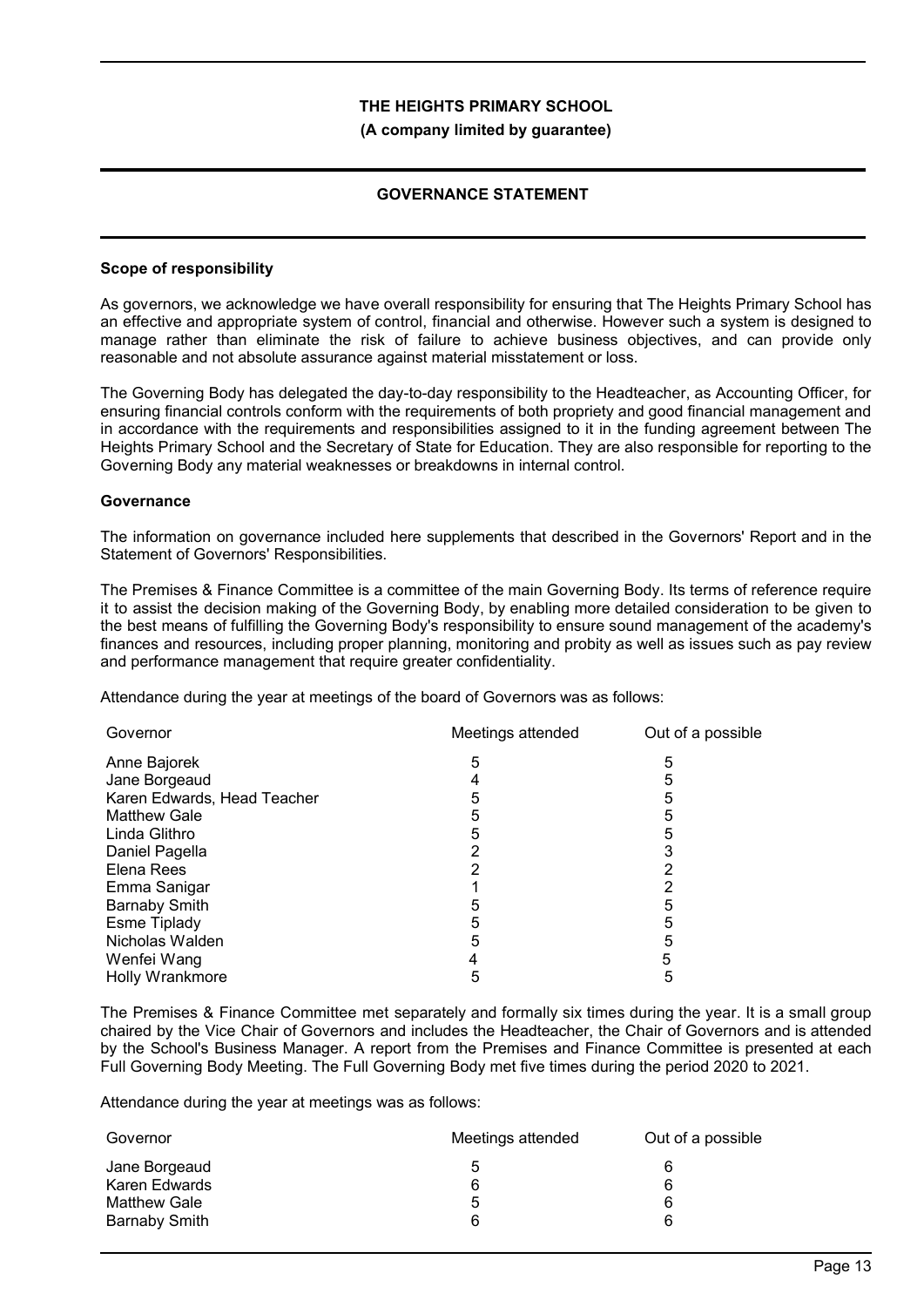## GOVERNANCE STATEMENT

### Scope of responsibility

As governors, we acknowledge we have overall responsibility for ensuring that The Heights Primary School has an effective and appropriate system of control, financial and otherwise. However such a system is designed to manage rather than eliminate the risk of failure to achieve business objectives, and can provide only reasonable and not absolute assurance against material misstatement or loss.

The Governing Body has delegated the day-to-day responsibility to the Headteacher, as Accounting Officer, for ensuring financial controls conform with the requirements of both propriety and good financial management and in accordance with the requirements and responsibilities assigned to it in the funding agreement between The Heights Primary School and the Secretary of State for Education. They are also responsible for reporting to the Governing Body any material weaknesses or breakdowns in internal control.

### Governance

The information on governance included here supplements that described in the Governors' Report and in the Statement of Governors' Responsibilities.

The Premises & Finance Committee is a committee of the main Governing Body. Its terms of reference require it to assist the decision making of the Governing Body, by enabling more detailed consideration to be given to the best means of fulfilling the Governing Body's responsibility to ensure sound management of the academy's finances and resources, including proper planning, monitoring and probity as well as issues such as pay review and performance management that require greater confidentiality.

Attendance during the year at meetings of the board of Governors was as follows:

| Governor | Meetings attended | Out of a possible |
|---|---|---|
| Anne Bajorek | 5 | 5 |
| Jane Borgeaud | 4 | 5 |
| Karen Edwards, Head Teacher | 5 | 5 |
| Matthew Gale | 5 | 5 |
| Linda Glithro | 5 | 5 |
| Daniel Pagella | 2 | 3 |
| Elena Rees | 2 | 2 |
| Emma Sanigar | 1 | 2 |
| Barnaby Smith | 5 | 5 |
| Esme Tiplady | 5 | 5 |
| Nicholas Walden | 5 | 5 |
| Wenfei Wang | 4 | 5 |
| Holly Wrankmore | 5 | 5 |

The Premises & Finance Committee met separately and formally six times during the year. It is a small group chaired by the Vice Chair of Governors and includes the Headteacher, the Chair of Governors and is attended by the School's Business Manager. A report from the Premises and Finance Committee is presented at each Full Governing Body Meeting. The Full Governing Body met five times during the period 2020 to 2021.

Attendance during the year at meetings was as follows:

| Governor | Meetings attended | Out of a possible |
|---|---|---|
| Jane Borgeaud | 5 | 6 |
| Karen Edwards | 6 | 6 |
| Matthew Gale | 5 | 6 |
| Barnaby Smith | 6 | 6 |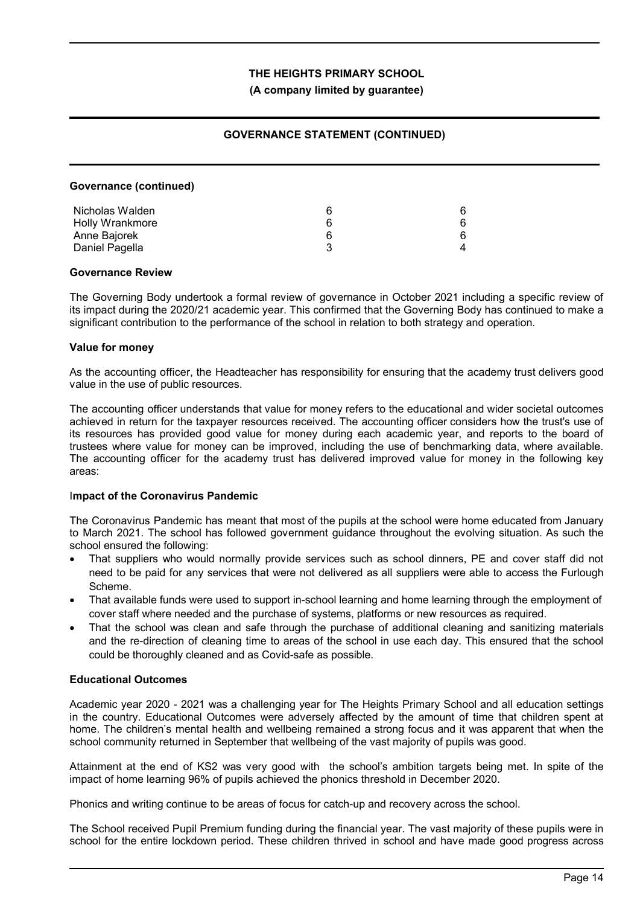**Governance (continued)**

| | | |
|---|---|---|
| Nicholas Walden | 6 | 6 |
| Holly Wrankmore | 6 | 6 |
| Anne Bajorek | 6 | 6 |
| Daniel Pagella | 3 | 4 |

**Governance Review**

The Governing Body undertook a formal review of governance in October 2021 including a specific review of its impact during the 2020/21 academic year. This confirmed that the Governing Body has continued to make a significant contribution to the performance of the school in relation to both strategy and operation.

**Value for money**

As the accounting officer, the Headteacher has responsibility for ensuring that the academy trust delivers good value in the use of public resources.

The accounting officer understands that value for money refers to the educational and wider societal outcomes achieved in return for the taxpayer resources received. The accounting officer considers how the trust's use of its resources has provided good value for money during each academic year, and reports to the board of trustees where value for money can be improved, including the use of benchmarking data, where available. The accounting officer for the academy trust has delivered improved value for money in the following key areas:

**Impact of the Coronavirus Pandemic**

The Coronavirus Pandemic has meant that most of the pupils at the school were home educated from January to March 2021. The school has followed government guidance throughout the evolving situation. As such the school ensured the following:

- That suppliers who would normally provide services such as school dinners, PE and cover staff did not need to be paid for any services that were not delivered as all suppliers were able to access the Furlough Scheme.
- That available funds were used to support in-school learning and home learning through the employment of cover staff where needed and the purchase of systems, platforms or new resources as required.
- That the school was clean and safe through the purchase of additional cleaning and sanitizing materials and the re-direction of cleaning time to areas of the school in use each day. This ensured that the school could be thoroughly cleaned and as Covid-safe as possible.

**Educational Outcomes**

Academic year 2020 - 2021 was a challenging year for The Heights Primary School and all education settings in the country. Educational Outcomes were adversely affected by the amount of time that children spent at home. The children's mental health and wellbeing remained a strong focus and it was apparent that when the school community returned in September that wellbeing of the vast majority of pupils was good.

Attainment at the end of KS2 was very good with the school's ambition targets being met. In spite of the impact of home learning 96% of pupils achieved the phonics threshold in December 2020.

Phonics and writing continue to be areas of focus for catch-up and recovery across the school.

The School received Pupil Premium funding during the financial year. The vast majority of these pupils were in school for the entire lockdown period. These children thrived in school and have made good progress across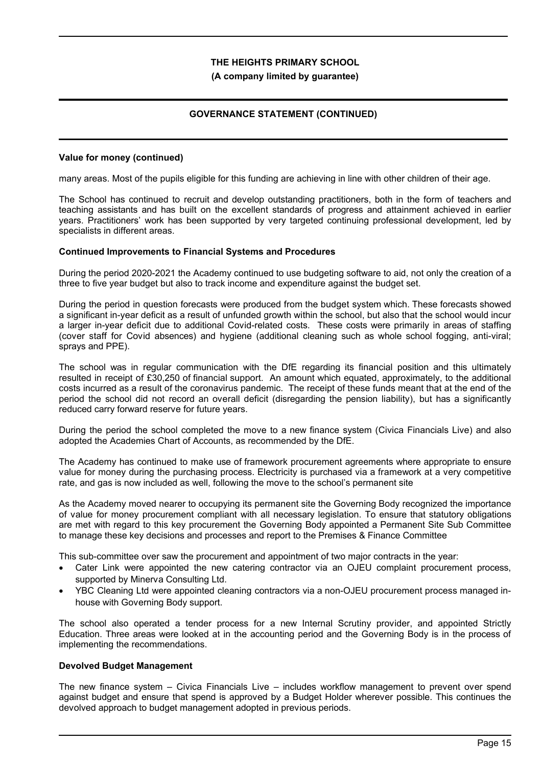### Value for money (continued)

many areas. Most of the pupils eligible for this funding are achieving in line with other children of their age.

The School has continued to recruit and develop outstanding practitioners, both in the form of teachers and teaching assistants and has built on the excellent standards of progress and attainment achieved in earlier years. Practitioners' work has been supported by very targeted continuing professional development, led by specialists in different areas.

### Continued Improvements to Financial Systems and Procedures

During the period 2020-2021 the Academy continued to use budgeting software to aid, not only the creation of a three to five year budget but also to track income and expenditure against the budget set.

During the period in question forecasts were produced from the budget system which. These forecasts showed a significant in-year deficit as a result of unfunded growth within the school, but also that the school would incur a larger in-year deficit due to additional Covid-related costs. These costs were primarily in areas of staffing (cover staff for Covid absences) and hygiene (additional cleaning such as whole school fogging, anti-viral; sprays and PPE).

The school was in regular communication with the DfE regarding its financial position and this ultimately resulted in receipt of £30,250 of financial support. An amount which equated, approximately, to the additional costs incurred as a result of the coronavirus pandemic. The receipt of these funds meant that at the end of the period the school did not record an overall deficit (disregarding the pension liability), but has a significantly reduced carry forward reserve for future years.

During the period the school completed the move to a new finance system (Civica Financials Live) and also adopted the Academies Chart of Accounts, as recommended by the DfE.

The Academy has continued to make use of framework procurement agreements where appropriate to ensure value for money during the purchasing process. Electricity is purchased via a framework at a very competitive rate, and gas is now included as well, following the move to the school's permanent site

As the Academy moved nearer to occupying its permanent site the Governing Body recognized the importance of value for money procurement compliant with all necessary legislation. To ensure that statutory obligations are met with regard to this key procurement the Governing Body appointed a Permanent Site Sub Committee to manage these key decisions and processes and report to the Premises & Finance Committee

This sub-committee over saw the procurement and appointment of two major contracts in the year:

- Cater Link were appointed the new catering contractor via an OJEU complaint procurement process, supported by Minerva Consulting Ltd.
- YBC Cleaning Ltd were appointed cleaning contractors via a non-OJEU procurement process managed in-house with Governing Body support.

The school also operated a tender process for a new Internal Scrutiny provider, and appointed Strictly Education. Three areas were looked at in the accounting period and the Governing Body is in the process of implementing the recommendations.

### Devolved Budget Management

The new finance system – Civica Financials Live – includes workflow management to prevent over spend against budget and ensure that spend is approved by a Budget Holder wherever possible. This continues the devolved approach to budget management adopted in previous periods.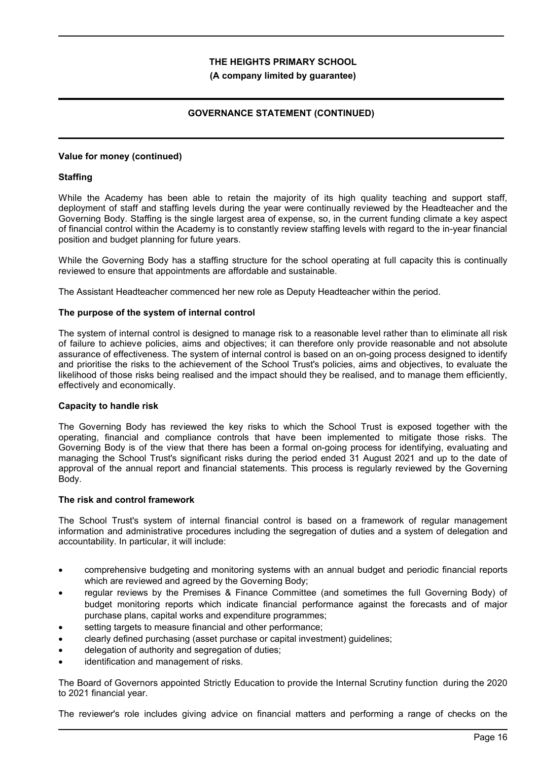#### Value for money (continued)

#### Staffing

While the Academy has been able to retain the majority of its high quality teaching and support staff, deployment of staff and staffing levels during the year were continually reviewed by the Headteacher and the Governing Body. Staffing is the single largest area of expense, so, in the current funding climate a key aspect of financial control within the Academy is to constantly review staffing levels with regard to the in-year financial position and budget planning for future years.

While the Governing Body has a staffing structure for the school operating at full capacity this is continually reviewed to ensure that appointments are affordable and sustainable.

The Assistant Headteacher commenced her new role as Deputy Headteacher within the period.

#### The purpose of the system of internal control

The system of internal control is designed to manage risk to a reasonable level rather than to eliminate all risk of failure to achieve policies, aims and objectives; it can therefore only provide reasonable and not absolute assurance of effectiveness. The system of internal control is based on an on-going process designed to identify and prioritise the risks to the achievement of the School Trust's policies, aims and objectives, to evaluate the likelihood of those risks being realised and the impact should they be realised, and to manage them efficiently, effectively and economically.

#### Capacity to handle risk

The Governing Body has reviewed the key risks to which the School Trust is exposed together with the operating, financial and compliance controls that have been implemented to mitigate those risks. The Governing Body is of the view that there has been a formal on-going process for identifying, evaluating and managing the School Trust's significant risks during the period ended 31 August 2021 and up to the date of approval of the annual report and financial statements. This process is regularly reviewed by the Governing Body.

#### The risk and control framework

The School Trust's system of internal financial control is based on a framework of regular management information and administrative procedures including the segregation of duties and a system of delegation and accountability. In particular, it will include:

- comprehensive budgeting and monitoring systems with an annual budget and periodic financial reports which are reviewed and agreed by the Governing Body;
- regular reviews by the Premises & Finance Committee (and sometimes the full Governing Body) of budget monitoring reports which indicate financial performance against the forecasts and of major purchase plans, capital works and expenditure programmes;
- setting targets to measure financial and other performance;
- clearly defined purchasing (asset purchase or capital investment) guidelines;
- delegation of authority and segregation of duties;
- identification and management of risks.

The Board of Governors appointed Strictly Education to provide the Internal Scrutiny function during the 2020 to 2021 financial year.

The reviewer's role includes giving advice on financial matters and performing a range of checks on the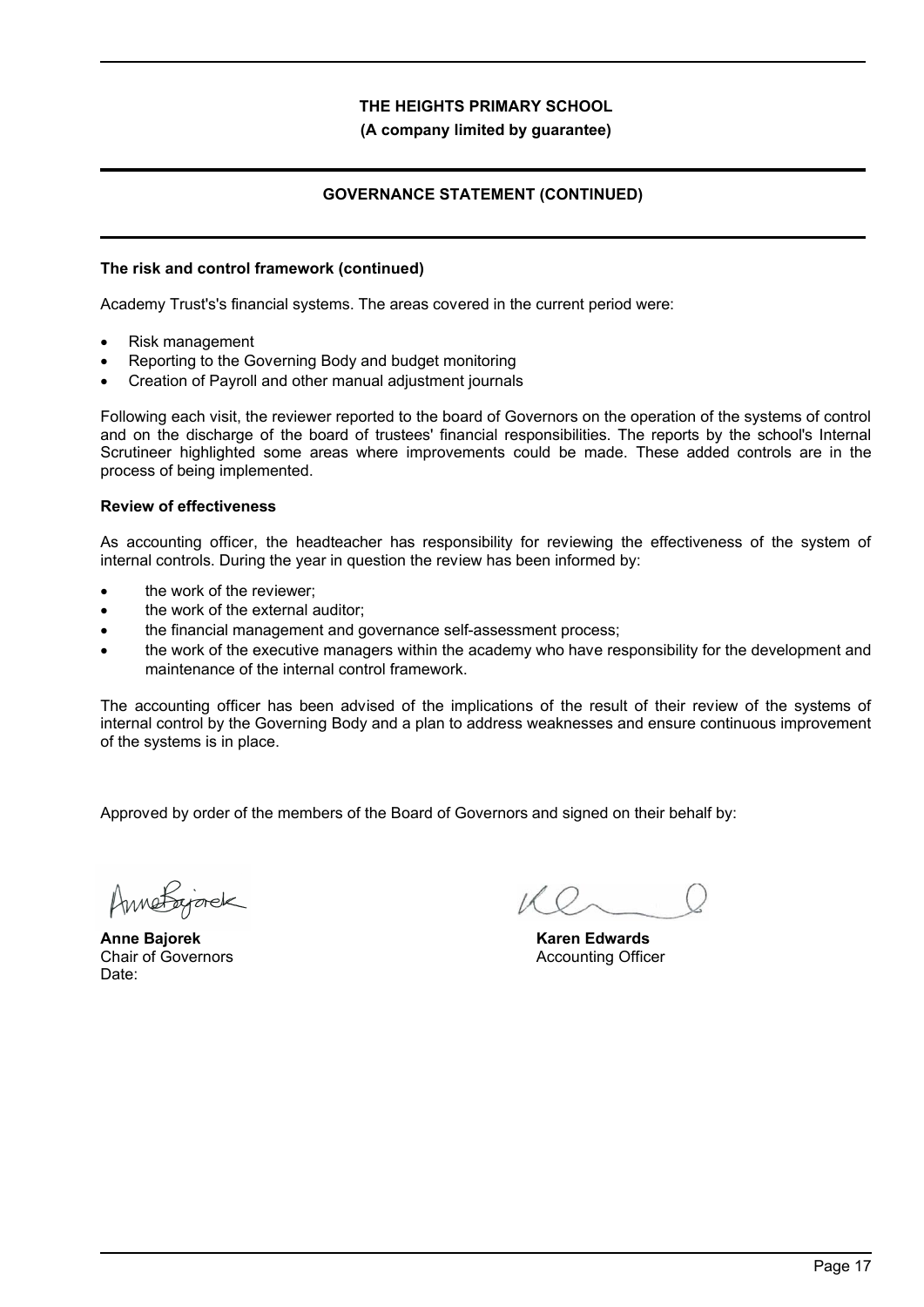### The risk and control framework (continued)

Academy Trust's's financial systems. The areas covered in the current period were:

- Risk management
- Reporting to the Governing Body and budget monitoring
- Creation of Payroll and other manual adjustment journals

Following each visit, the reviewer reported to the board of Governors on the operation of the systems of control and on the discharge of the board of trustees' financial responsibilities. The reports by the school's Internal Scrutineer highlighted some areas where improvements could be made. These added controls are in the process of being implemented.

### Review of effectiveness

As accounting officer, the headteacher has responsibility for reviewing the effectiveness of the system of internal controls. During the year in question the review has been informed by:

- the work of the reviewer;
- the work of the external auditor;
- the financial management and governance self-assessment process;
- the work of the executive managers within the academy who have responsibility for the development and maintenance of the internal control framework.

The accounting officer has been advised of the implications of the result of their review of the systems of internal control by the Governing Body and a plan to address weaknesses and ensure continuous improvement of the systems is in place.

Approved by order of the members of the Board of Governors and signed on their behalf by:

**Anne Bajorek**
Chair of Governors
Date:

**Karen Edwards**
Accounting Officer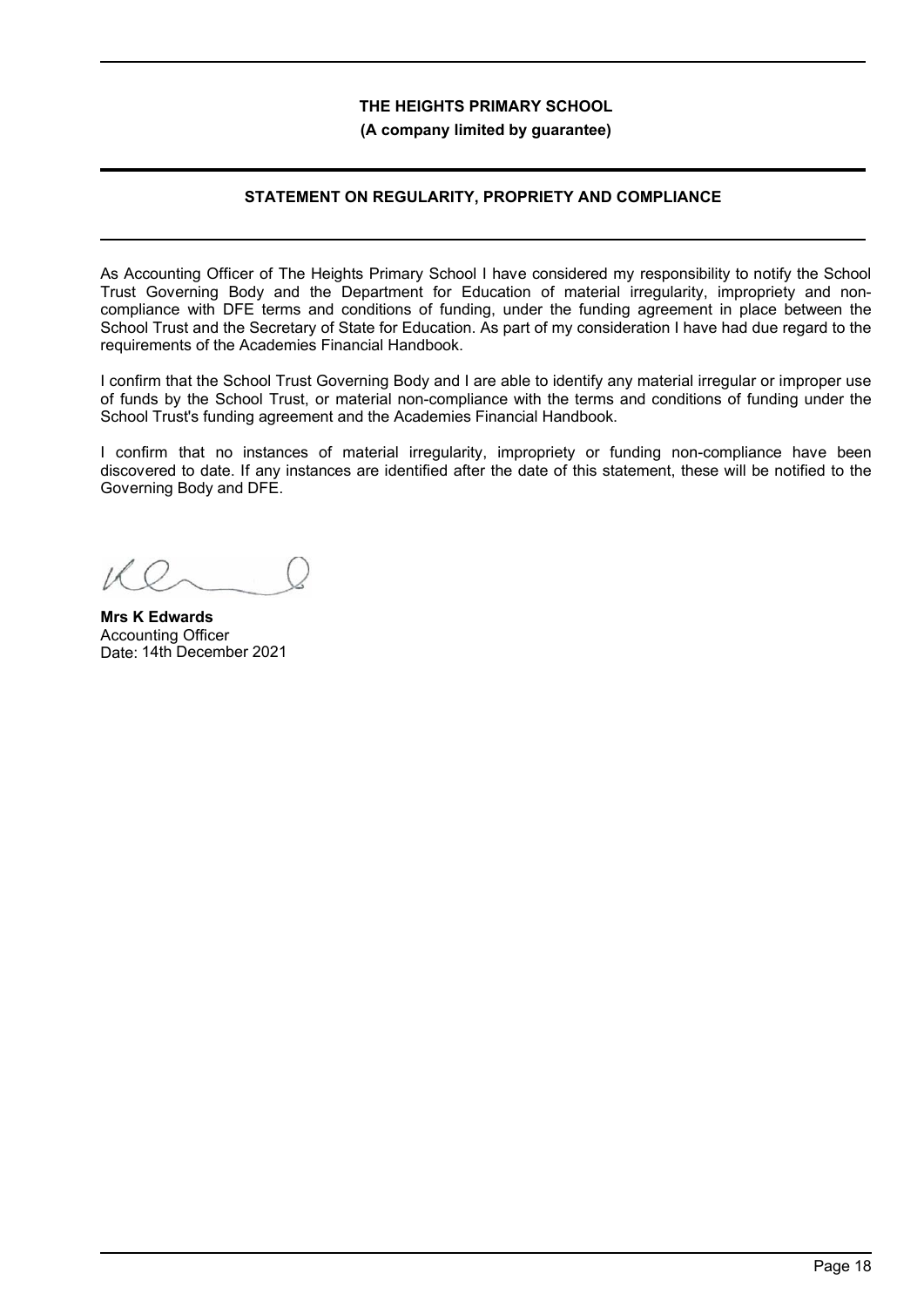**THE HEIGHTS PRIMARY SCHOOL**
**(A company limited by guarantee)**

## STATEMENT ON REGULARITY, PROPRIETY AND COMPLIANCE

As Accounting Officer of The Heights Primary School I have considered my responsibility to notify the School Trust Governing Body and the Department for Education of material irregularity, impropriety and non-compliance with DFE terms and conditions of funding, under the funding agreement in place between the School Trust and the Secretary of State for Education. As part of my consideration I have had due regard to the requirements of the Academies Financial Handbook.

I confirm that the School Trust Governing Body and I are able to identify any material irregular or improper use of funds by the School Trust, or material non-compliance with the terms and conditions of funding under the School Trust's funding agreement and the Academies Financial Handbook.

I confirm that no instances of material irregularity, impropriety or funding non-compliance have been discovered to date. If any instances are identified after the date of this statement, these will be notified to the Governing Body and DFE.

**Mrs K Edwards**
Accounting Officer
Date: 14th December 2021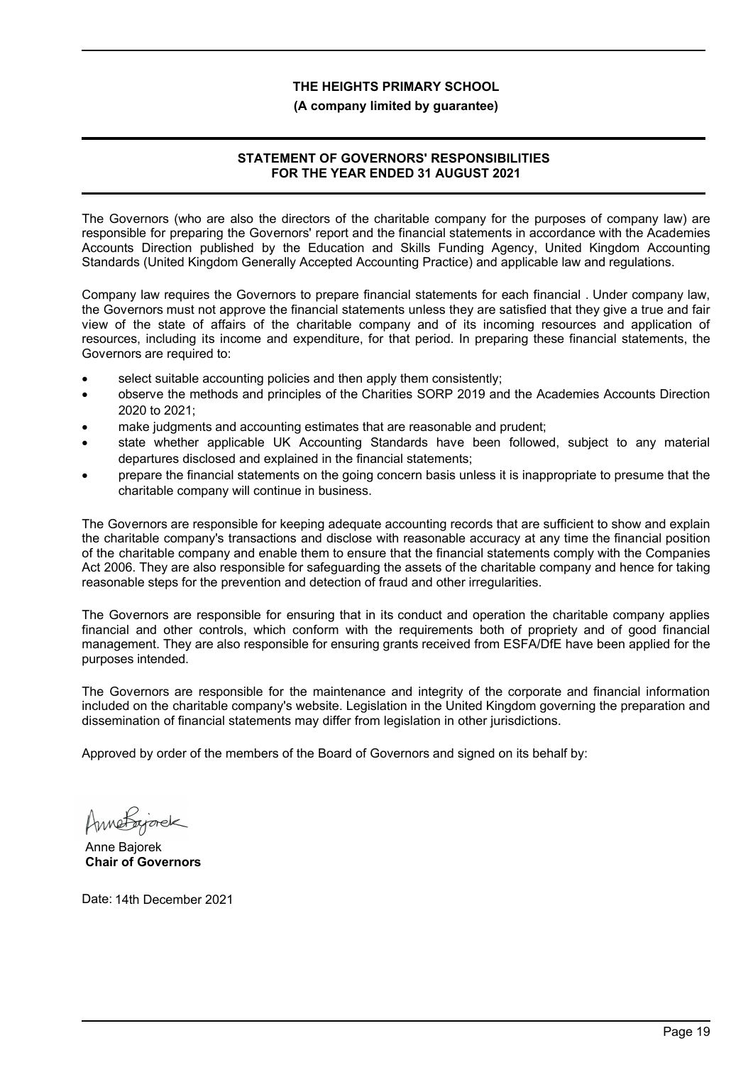**THE HEIGHTS PRIMARY SCHOOL**

**(A company limited by guarantee)**

# STATEMENT OF GOVERNORS' RESPONSIBILITIES FOR THE YEAR ENDED 31 AUGUST 2021

The Governors (who are also the directors of the charitable company for the purposes of company law) are responsible for preparing the Governors' report and the financial statements in accordance with the Academies Accounts Direction published by the Education and Skills Funding Agency, United Kingdom Accounting Standards (United Kingdom Generally Accepted Accounting Practice) and applicable law and regulations.

Company law requires the Governors to prepare financial statements for each financial . Under company law, the Governors must not approve the financial statements unless they are satisfied that they give a true and fair view of the state of affairs of the charitable company and of its incoming resources and application of resources, including its income and expenditure, for that period. In preparing these financial statements, the Governors are required to:

- select suitable accounting policies and then apply them consistently;
- observe the methods and principles of the Charities SORP 2019 and the Academies Accounts Direction 2020 to 2021;
- make judgments and accounting estimates that are reasonable and prudent;
- state whether applicable UK Accounting Standards have been followed, subject to any material departures disclosed and explained in the financial statements;
- prepare the financial statements on the going concern basis unless it is inappropriate to presume that the charitable company will continue in business.

The Governors are responsible for keeping adequate accounting records that are sufficient to show and explain the charitable company's transactions and disclose with reasonable accuracy at any time the financial position of the charitable company and enable them to ensure that the financial statements comply with the Companies Act 2006. They are also responsible for safeguarding the assets of the charitable company and hence for taking reasonable steps for the prevention and detection of fraud and other irregularities.

The Governors are responsible for ensuring that in its conduct and operation the charitable company applies financial and other controls, which conform with the requirements both of propriety and of good financial management. They are also responsible for ensuring grants received from ESFA/DfE have been applied for the purposes intended.

The Governors are responsible for the maintenance and integrity of the corporate and financial information included on the charitable company's website. Legislation in the United Kingdom governing the preparation and dissemination of financial statements may differ from legislation in other jurisdictions.

Approved by order of the members of the Board of Governors and signed on its behalf by:

Anne Bajorek
**Chair of Governors**

Date: 14th December 2021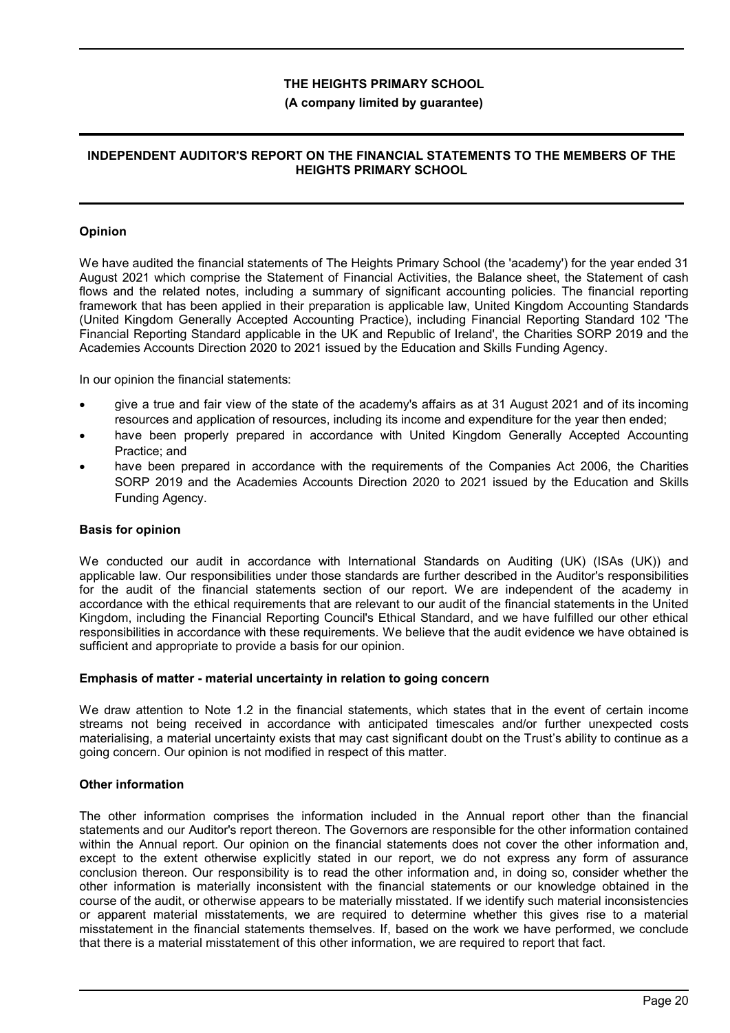**THE HEIGHTS PRIMARY SCHOOL**

**(A company limited by guarantee)**

## INDEPENDENT AUDITOR'S REPORT ON THE FINANCIAL STATEMENTS TO THE MEMBERS OF THE HEIGHTS PRIMARY SCHOOL

### Opinion

We have audited the financial statements of The Heights Primary School (the 'academy') for the year ended 31 August 2021 which comprise the Statement of Financial Activities, the Balance sheet, the Statement of cash flows and the related notes, including a summary of significant accounting policies. The financial reporting framework that has been applied in their preparation is applicable law, United Kingdom Accounting Standards (United Kingdom Generally Accepted Accounting Practice), including Financial Reporting Standard 102 'The Financial Reporting Standard applicable in the UK and Republic of Ireland', the Charities SORP 2019 and the Academies Accounts Direction 2020 to 2021 issued by the Education and Skills Funding Agency.

In our opinion the financial statements:

- give a true and fair view of the state of the academy's affairs as at 31 August 2021 and of its incoming resources and application of resources, including its income and expenditure for the year then ended;
- have been properly prepared in accordance with United Kingdom Generally Accepted Accounting Practice; and
- have been prepared in accordance with the requirements of the Companies Act 2006, the Charities SORP 2019 and the Academies Accounts Direction 2020 to 2021 issued by the Education and Skills Funding Agency.

### Basis for opinion

We conducted our audit in accordance with International Standards on Auditing (UK) (ISAs (UK)) and applicable law. Our responsibilities under those standards are further described in the Auditor's responsibilities for the audit of the financial statements section of our report. We are independent of the academy in accordance with the ethical requirements that are relevant to our audit of the financial statements in the United Kingdom, including the Financial Reporting Council's Ethical Standard, and we have fulfilled our other ethical responsibilities in accordance with these requirements. We believe that the audit evidence we have obtained is sufficient and appropriate to provide a basis for our opinion.

### Emphasis of matter - material uncertainty in relation to going concern

We draw attention to Note 1.2 in the financial statements, which states that in the event of certain income streams not being received in accordance with anticipated timescales and/or further unexpected costs materialising, a material uncertainty exists that may cast significant doubt on the Trust's ability to continue as a going concern. Our opinion is not modified in respect of this matter.

### Other information

The other information comprises the information included in the Annual report other than the financial statements and our Auditor's report thereon. The Governors are responsible for the other information contained within the Annual report. Our opinion on the financial statements does not cover the other information and, except to the extent otherwise explicitly stated in our report, we do not express any form of assurance conclusion thereon. Our responsibility is to read the other information and, in doing so, consider whether the other information is materially inconsistent with the financial statements or our knowledge obtained in the course of the audit, or otherwise appears to be materially misstated. If we identify such material inconsistencies or apparent material misstatements, we are required to determine whether this gives rise to a material misstatement in the financial statements themselves. If, based on the work we have performed, we conclude that there is a material misstatement of this other information, we are required to report that fact.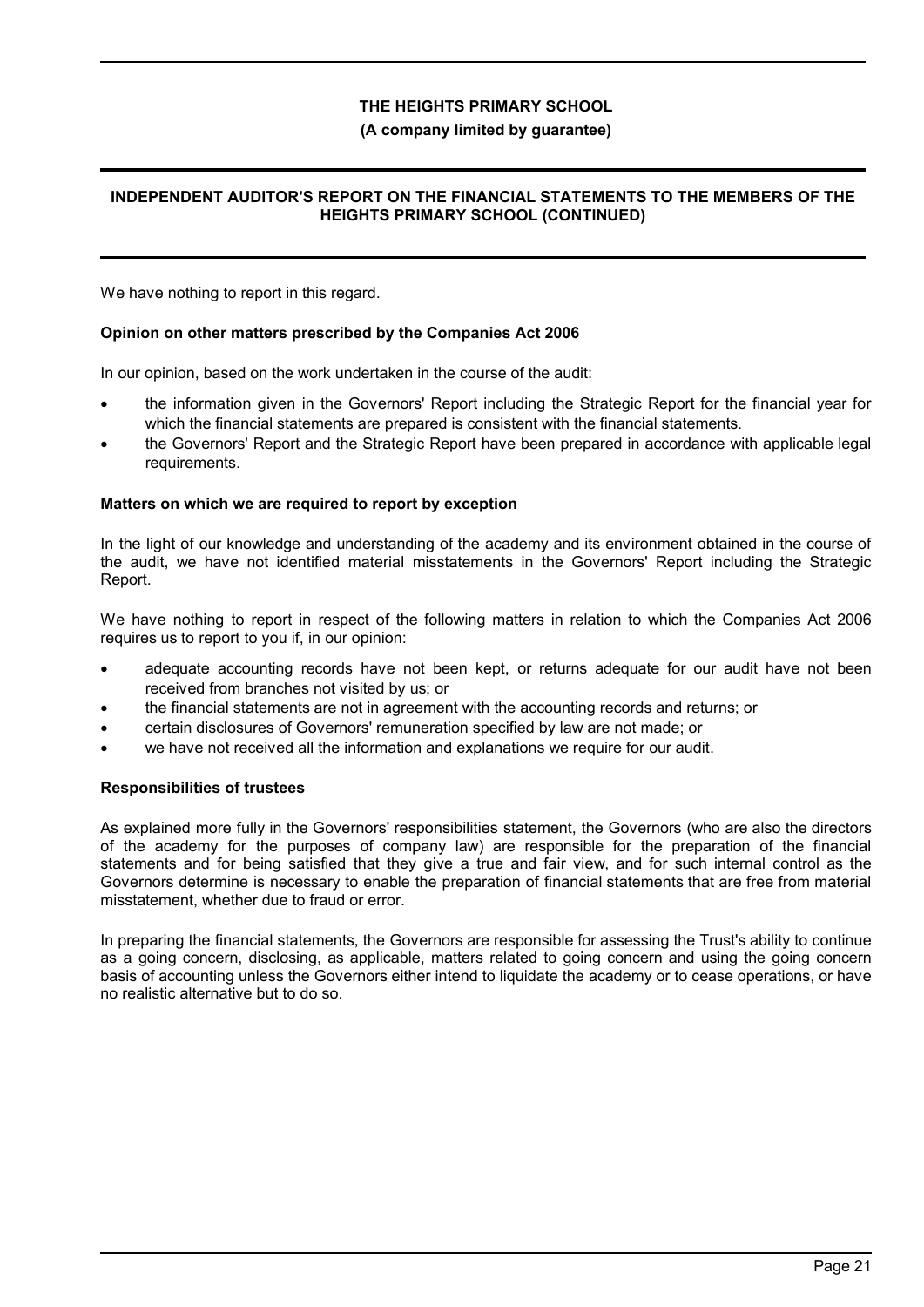We have nothing to report in this regard.

**Opinion on other matters prescribed by the Companies Act 2006**

In our opinion, based on the work undertaken in the course of the audit:

- the information given in the Governors' Report including the Strategic Report for the financial year for which the financial statements are prepared is consistent with the financial statements.
- the Governors' Report and the Strategic Report have been prepared in accordance with applicable legal requirements.

**Matters on which we are required to report by exception**

In the light of our knowledge and understanding of the academy and its environment obtained in the course of the audit, we have not identified material misstatements in the Governors' Report including the Strategic Report.

We have nothing to report in respect of the following matters in relation to which the Companies Act 2006 requires us to report to you if, in our opinion:

- adequate accounting records have not been kept, or returns adequate for our audit have not been received from branches not visited by us; or
- the financial statements are not in agreement with the accounting records and returns; or
- certain disclosures of Governors' remuneration specified by law are not made; or
- we have not received all the information and explanations we require for our audit.

**Responsibilities of trustees**

As explained more fully in the Governors' responsibilities statement, the Governors (who are also the directors of the academy for the purposes of company law) are responsible for the preparation of the financial statements and for being satisfied that they give a true and fair view, and for such internal control as the Governors determine is necessary to enable the preparation of financial statements that are free from material misstatement, whether due to fraud or error.

In preparing the financial statements, the Governors are responsible for assessing the Trust's ability to continue as a going concern, disclosing, as applicable, matters related to going concern and using the going concern basis of accounting unless the Governors either intend to liquidate the academy or to cease operations, or have no realistic alternative but to do so.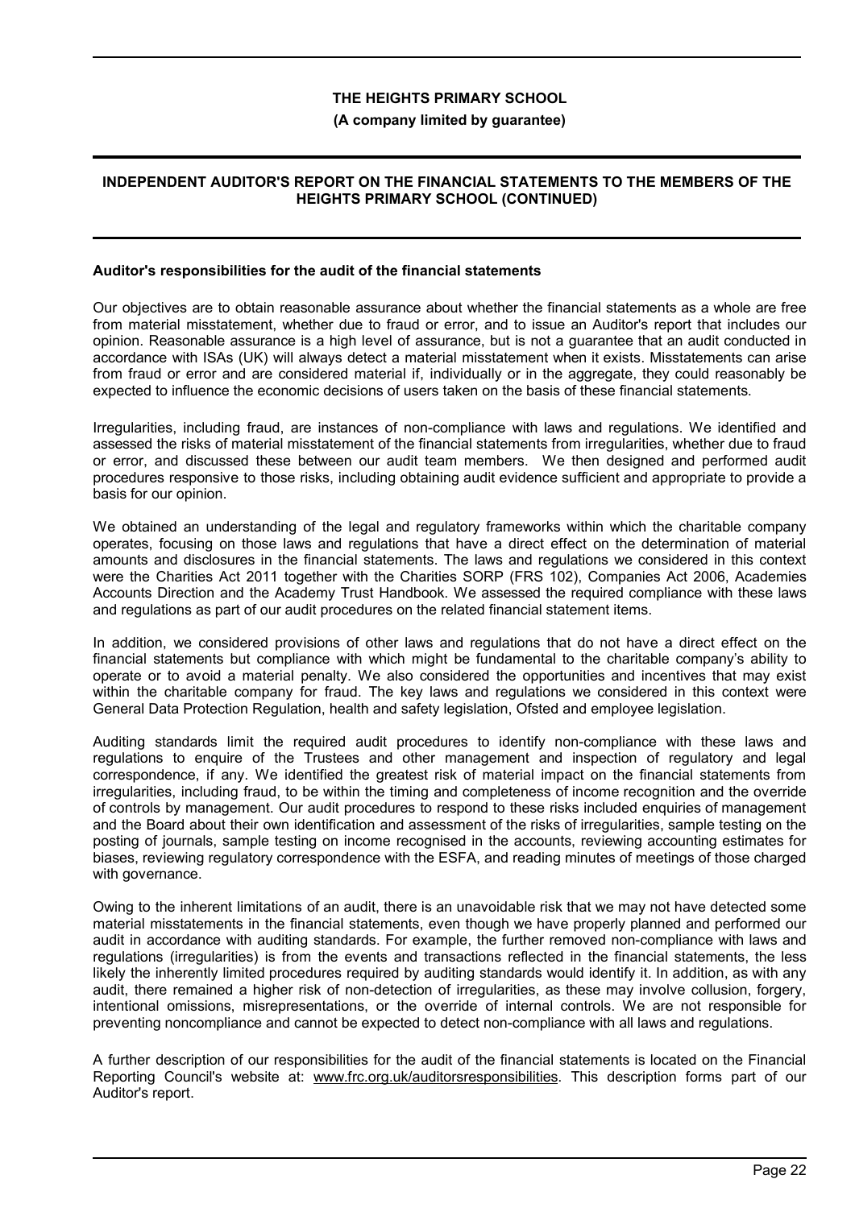# THE HEIGHTS PRIMARY SCHOOL

**(A company limited by guarantee)**

## INDEPENDENT AUDITOR'S REPORT ON THE FINANCIAL STATEMENTS TO THE MEMBERS OF THE HEIGHTS PRIMARY SCHOOL (CONTINUED)

### Auditor's responsibilities for the audit of the financial statements

Our objectives are to obtain reasonable assurance about whether the financial statements as a whole are free from material misstatement, whether due to fraud or error, and to issue an Auditor's report that includes our opinion. Reasonable assurance is a high level of assurance, but is not a guarantee that an audit conducted in accordance with ISAs (UK) will always detect a material misstatement when it exists. Misstatements can arise from fraud or error and are considered material if, individually or in the aggregate, they could reasonably be expected to influence the economic decisions of users taken on the basis of these financial statements.

Irregularities, including fraud, are instances of non-compliance with laws and regulations. We identified and assessed the risks of material misstatement of the financial statements from irregularities, whether due to fraud or error, and discussed these between our audit team members. We then designed and performed audit procedures responsive to those risks, including obtaining audit evidence sufficient and appropriate to provide a basis for our opinion.

We obtained an understanding of the legal and regulatory frameworks within which the charitable company operates, focusing on those laws and regulations that have a direct effect on the determination of material amounts and disclosures in the financial statements. The laws and regulations we considered in this context were the Charities Act 2011 together with the Charities SORP (FRS 102), Companies Act 2006, Academies Accounts Direction and the Academy Trust Handbook. We assessed the required compliance with these laws and regulations as part of our audit procedures on the related financial statement items.

In addition, we considered provisions of other laws and regulations that do not have a direct effect on the financial statements but compliance with which might be fundamental to the charitable company's ability to operate or to avoid a material penalty. We also considered the opportunities and incentives that may exist within the charitable company for fraud. The key laws and regulations we considered in this context were General Data Protection Regulation, health and safety legislation, Ofsted and employee legislation.

Auditing standards limit the required audit procedures to identify non-compliance with these laws and regulations to enquire of the Trustees and other management and inspection of regulatory and legal correspondence, if any. We identified the greatest risk of material impact on the financial statements from irregularities, including fraud, to be within the timing and completeness of income recognition and the override of controls by management. Our audit procedures to respond to these risks included enquiries of management and the Board about their own identification and assessment of the risks of irregularities, sample testing on the posting of journals, sample testing on income recognised in the accounts, reviewing accounting estimates for biases, reviewing regulatory correspondence with the ESFA, and reading minutes of meetings of those charged with governance.

Owing to the inherent limitations of an audit, there is an unavoidable risk that we may not have detected some material misstatements in the financial statements, even though we have properly planned and performed our audit in accordance with auditing standards. For example, the further removed non-compliance with laws and regulations (irregularities) is from the events and transactions reflected in the financial statements, the less likely the inherently limited procedures required by auditing standards would identify it. In addition, as with any audit, there remained a higher risk of non-detection of irregularities, as these may involve collusion, forgery, intentional omissions, misrepresentations, or the override of internal controls. We are not responsible for preventing noncompliance and cannot be expected to detect non-compliance with all laws and regulations.

A further description of our responsibilities for the audit of the financial statements is located on the Financial Reporting Council's website at: www.frc.org.uk/auditorsresponsibilities. This description forms part of our Auditor's report.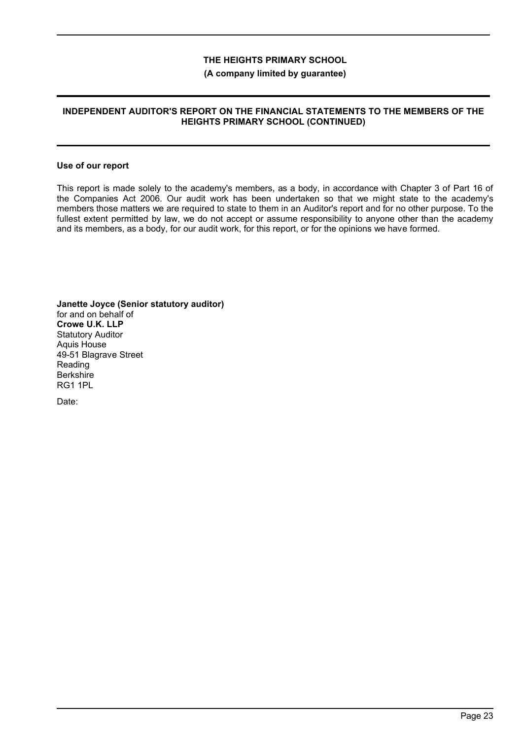**INDEPENDENT AUDITOR'S REPORT ON THE FINANCIAL STATEMENTS TO THE MEMBERS OF THE HEIGHTS PRIMARY SCHOOL (CONTINUED)**

**Use of our report**

This report is made solely to the academy's members, as a body, in accordance with Chapter 3 of Part 16 of the Companies Act 2006. Our audit work has been undertaken so that we might state to the academy's members those matters we are required to state to them in an Auditor's report and for no other purpose. To the fullest extent permitted by law, we do not accept or assume responsibility to anyone other than the academy and its members, as a body, for our audit work, for this report, or for the opinions we have formed.

**Janette Joyce (Senior statutory auditor)**
for and on behalf of
**Crowe U.K. LLP**
Statutory Auditor
Aquis House
49-51 Blagrave Street
Reading
Berkshire
RG1 1PL

Date: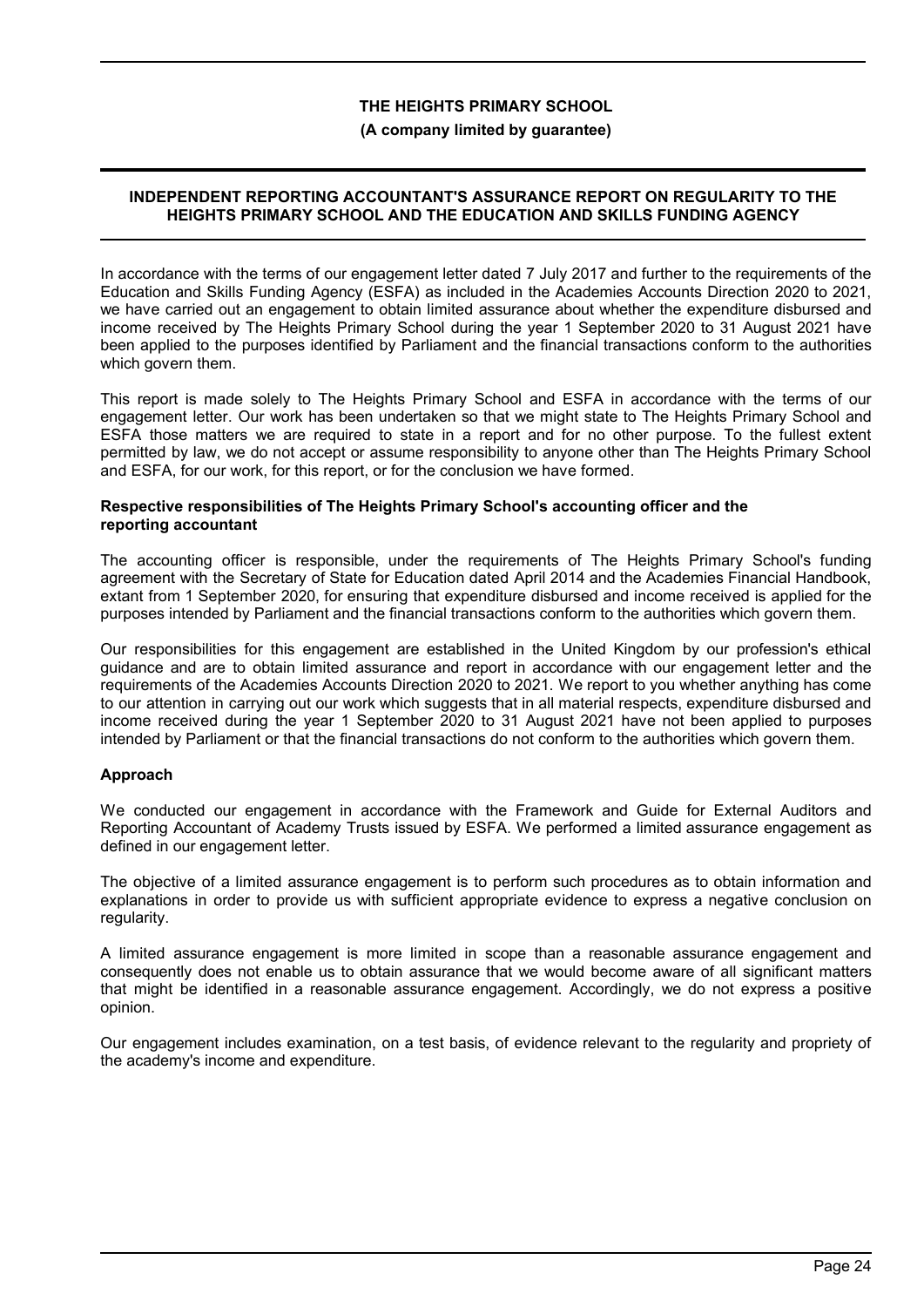**THE HEIGHTS PRIMARY SCHOOL**

**(A company limited by guarantee)**

## INDEPENDENT REPORTING ACCOUNTANT'S ASSURANCE REPORT ON REGULARITY TO THE HEIGHTS PRIMARY SCHOOL AND THE EDUCATION AND SKILLS FUNDING AGENCY

In accordance with the terms of our engagement letter dated 7 July 2017 and further to the requirements of the Education and Skills Funding Agency (ESFA) as included in the Academies Accounts Direction 2020 to 2021, we have carried out an engagement to obtain limited assurance about whether the expenditure disbursed and income received by The Heights Primary School during the year 1 September 2020 to 31 August 2021 have been applied to the purposes identified by Parliament and the financial transactions conform to the authorities which govern them.

This report is made solely to The Heights Primary School and ESFA in accordance with the terms of our engagement letter. Our work has been undertaken so that we might state to The Heights Primary School and ESFA those matters we are required to state in a report and for no other purpose. To the fullest extent permitted by law, we do not accept or assume responsibility to anyone other than The Heights Primary School and ESFA, for our work, for this report, or for the conclusion we have formed.

### Respective responsibilities of The Heights Primary School's accounting officer and the reporting accountant

The accounting officer is responsible, under the requirements of The Heights Primary School's funding agreement with the Secretary of State for Education dated April 2014 and the Academies Financial Handbook, extant from 1 September 2020, for ensuring that expenditure disbursed and income received is applied for the purposes intended by Parliament and the financial transactions conform to the authorities which govern them.

Our responsibilities for this engagement are established in the United Kingdom by our profession's ethical guidance and are to obtain limited assurance and report in accordance with our engagement letter and the requirements of the Academies Accounts Direction 2020 to 2021. We report to you whether anything has come to our attention in carrying out our work which suggests that in all material respects, expenditure disbursed and income received during the year 1 September 2020 to 31 August 2021 have not been applied to purposes intended by Parliament or that the financial transactions do not conform to the authorities which govern them.

### Approach

We conducted our engagement in accordance with the Framework and Guide for External Auditors and Reporting Accountant of Academy Trusts issued by ESFA. We performed a limited assurance engagement as defined in our engagement letter.

The objective of a limited assurance engagement is to perform such procedures as to obtain information and explanations in order to provide us with sufficient appropriate evidence to express a negative conclusion on regularity.

A limited assurance engagement is more limited in scope than a reasonable assurance engagement and consequently does not enable us to obtain assurance that we would become aware of all significant matters that might be identified in a reasonable assurance engagement. Accordingly, we do not express a positive opinion.

Our engagement includes examination, on a test basis, of evidence relevant to the regularity and propriety of the academy's income and expenditure.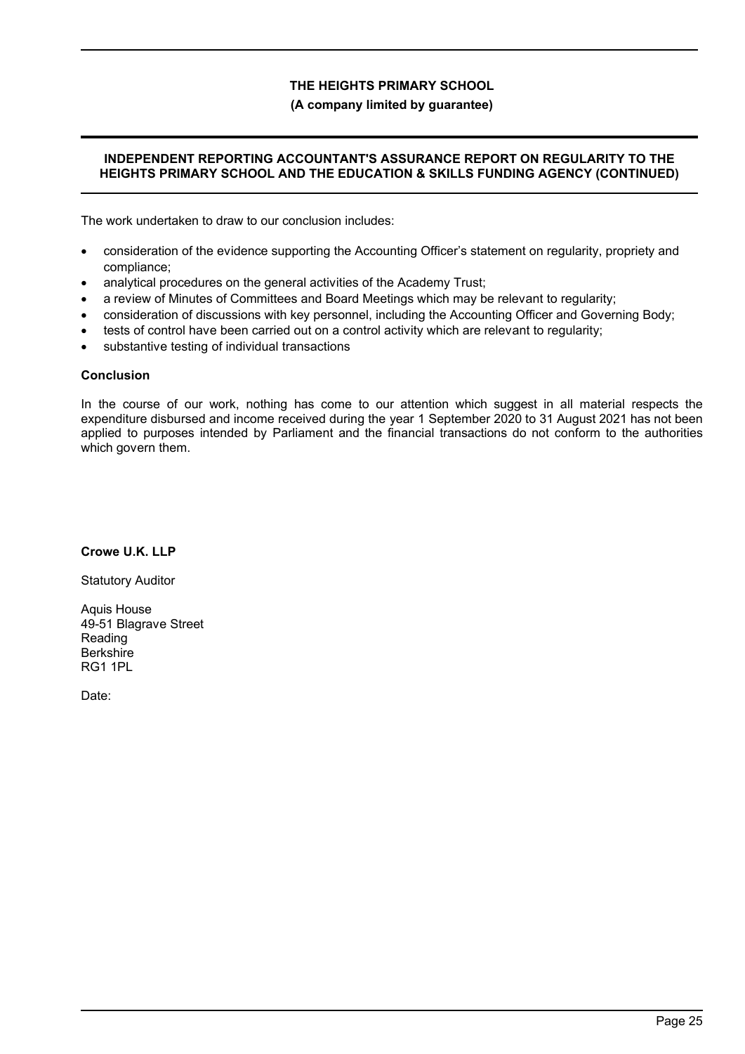**THE HEIGHTS PRIMARY SCHOOL**

**(A company limited by guarantee)**

## INDEPENDENT REPORTING ACCOUNTANT'S ASSURANCE REPORT ON REGULARITY TO THE HEIGHTS PRIMARY SCHOOL AND THE EDUCATION & SKILLS FUNDING AGENCY (CONTINUED)

The work undertaken to draw to our conclusion includes:

- consideration of the evidence supporting the Accounting Officer's statement on regularity, propriety and compliance;
- analytical procedures on the general activities of the Academy Trust;
- a review of Minutes of Committees and Board Meetings which may be relevant to regularity;
- consideration of discussions with key personnel, including the Accounting Officer and Governing Body;
- tests of control have been carried out on a control activity which are relevant to regularity;
- substantive testing of individual transactions

### Conclusion

In the course of our work, nothing has come to our attention which suggest in all material respects the expenditure disbursed and income received during the year 1 September 2020 to 31 August 2021 has not been applied to purposes intended by Parliament and the financial transactions do not conform to the authorities which govern them.

**Crowe U.K. LLP**

Statutory Auditor

Aquis House
49-51 Blagrave Street
Reading
Berkshire
RG1 1PL

Date: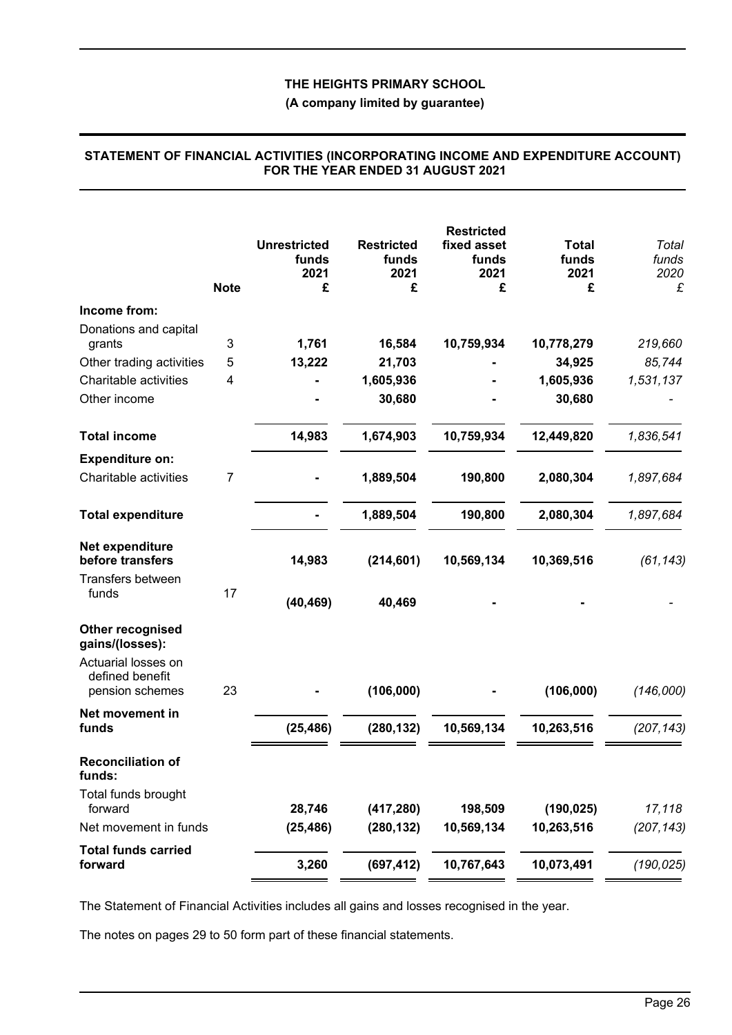# THE HEIGHTS PRIMARY SCHOOL

**(A company limited by guarantee)**

## STATEMENT OF FINANCIAL ACTIVITIES (INCORPORATING INCOME AND EXPENDITURE ACCOUNT) FOR THE YEAR ENDED 31 AUGUST 2021

| | Note | Unrestricted funds 2021 £ | Restricted funds 2021 £ | Restricted fixed asset funds 2021 £ | Total funds 2021 £ | *Total funds 2020 £* |
|---|---|---|---|---|---|---|
| **Income from:** | | | | | | |
| Donations and capital grants | 3 | **1,761** | **16,584** | **10,759,934** | **10,778,279** | *219,660* |
| Other trading activities | 5 | **13,222** | **21,703** | **-** | **34,925** | *85,744* |
| Charitable activities | 4 | **-** | **1,605,936** | **-** | **1,605,936** | *1,531,137* |
| Other income | | **-** | **30,680** | **-** | **30,680** | *-* |
| **Total income** | | **14,983** | **1,674,903** | **10,759,934** | **12,449,820** | *1,836,541* |
| **Expenditure on:** | | | | | | |
| Charitable activities | 7 | **-** | **1,889,504** | **190,800** | **2,080,304** | *1,897,684* |
| **Total expenditure** | | **-** | **1,889,504** | **190,800** | **2,080,304** | *1,897,684* |
| **Net expenditure before transfers** | | **14,983** | **(214,601)** | **10,569,134** | **10,369,516** | *(61,143)* |
| Transfers between funds | 17 | **(40,469)** | **40,469** | **-** | **-** | *-* |
| **Other recognised gains/(losses):** | | | | | | |
| Actuarial losses on defined benefit pension schemes | 23 | **-** | **(106,000)** | **-** | **(106,000)** | *(146,000)* |
| **Net movement in funds** | | **(25,486)** | **(280,132)** | **10,569,134** | **10,263,516** | *(207,143)* |
| **Reconciliation of funds:** | | | | | | |
| Total funds brought forward | | **28,746** | **(417,280)** | **198,509** | **(190,025)** | *17,118* |
| Net movement in funds | | **(25,486)** | **(280,132)** | **10,569,134** | **10,263,516** | *(207,143)* |
| **Total funds carried forward** | | **3,260** | **(697,412)** | **10,767,643** | **10,073,491** | *(190,025)* |

The Statement of Financial Activities includes all gains and losses recognised in the year.

The notes on pages 29 to 50 form part of these financial statements.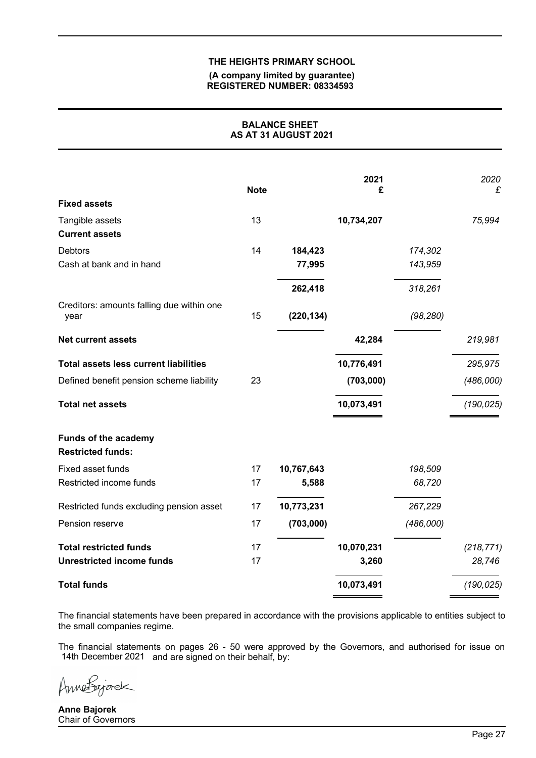**THE HEIGHTS PRIMARY SCHOOL**
**(A company limited by guarantee)**
**REGISTERED NUMBER: 08334593**

## BALANCE SHEET
## AS AT 31 AUGUST 2021

| | Note | | 2021 £ | | *2020 £* |
|---|---|---|---|---|---|
| **Fixed assets** | | | | | |
| Tangible assets | 13 | | **10,734,207** | | *75,994* |
| **Current assets** | | | | | |
| Debtors | 14 | **184,423** | | *174,302* | |
| Cash at bank and in hand | | **77,995** | | *143,959* | |
| | | **262,418** | | *318,261* | |
| Creditors: amounts falling due within one year | 15 | **(220,134)** | | *(98,280)* | |
| **Net current assets** | | | **42,284** | | *219,981* |
| **Total assets less current liabilities** | | | **10,776,491** | | *295,975* |
| Defined benefit pension scheme liability | 23 | | **(703,000)** | | *(486,000)* |
| **Total net assets** | | | **10,073,491** | | *(190,025)* |
| **Funds of the academy** | | | | | |
| **Restricted funds:** | | | | | |
| Fixed asset funds | 17 | **10,767,643** | | *198,509* | |
| Restricted income funds | 17 | **5,588** | | *68,720* | |
| Restricted funds excluding pension asset | 17 | **10,773,231** | | *267,229* | |
| Pension reserve | 17 | **(703,000)** | | *(486,000)* | |
| **Total restricted funds** | 17 | | **10,070,231** | | *(218,771)* |
| **Unrestricted income funds** | 17 | | **3,260** | | *28,746* |
| **Total funds** | | | **10,073,491** | | *(190,025)* |

The financial statements have been prepared in accordance with the provisions applicable to entities subject to the small companies regime.

The financial statements on pages 26 - 50 were approved by the Governors, and authorised for issue on 14th December 2021 and are signed on their behalf, by:

**Anne Bajorek**
Chair of Governors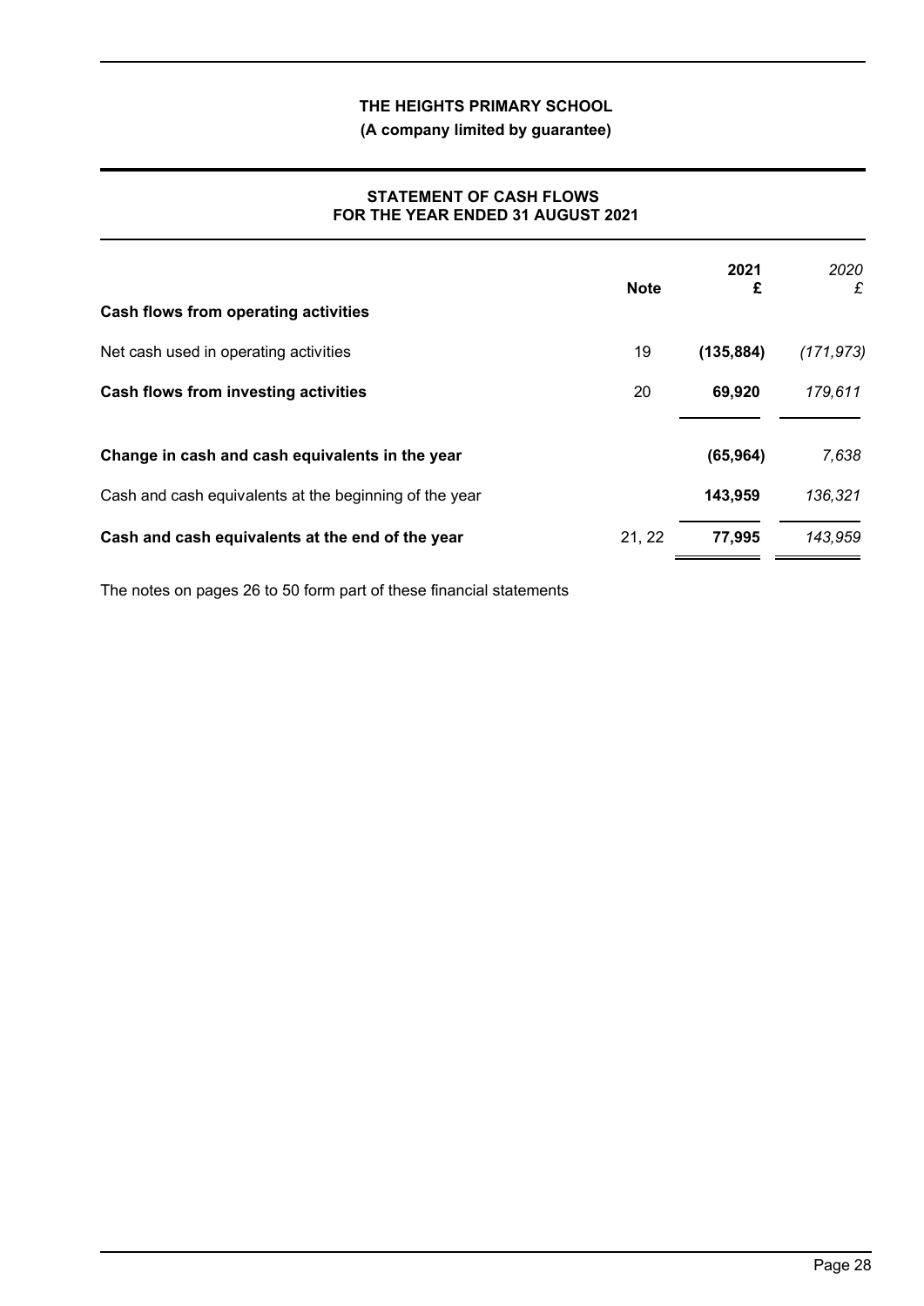**THE HEIGHTS PRIMARY SCHOOL**

**(A company limited by guarantee)**

## STATEMENT OF CASH FLOWS FOR THE YEAR ENDED 31 AUGUST 2021

| | Note | 2021 £ | 2020 £ |
|---|---|---|---|
| **Cash flows from operating activities** | | | |
| Net cash used in operating activities | 19 | **(135,884)** | *(171,973)* |
| **Cash flows from investing activities** | 20 | **69,920** | *179,611* |
| **Change in cash and cash equivalents in the year** | | **(65,964)** | *7,638* |
| Cash and cash equivalents at the beginning of the year | | **143,959** | *136,321* |
| **Cash and cash equivalents at the end of the year** | 21, 22 | **77,995** | *143,959* |

The notes on pages 26 to 50 form part of these financial statements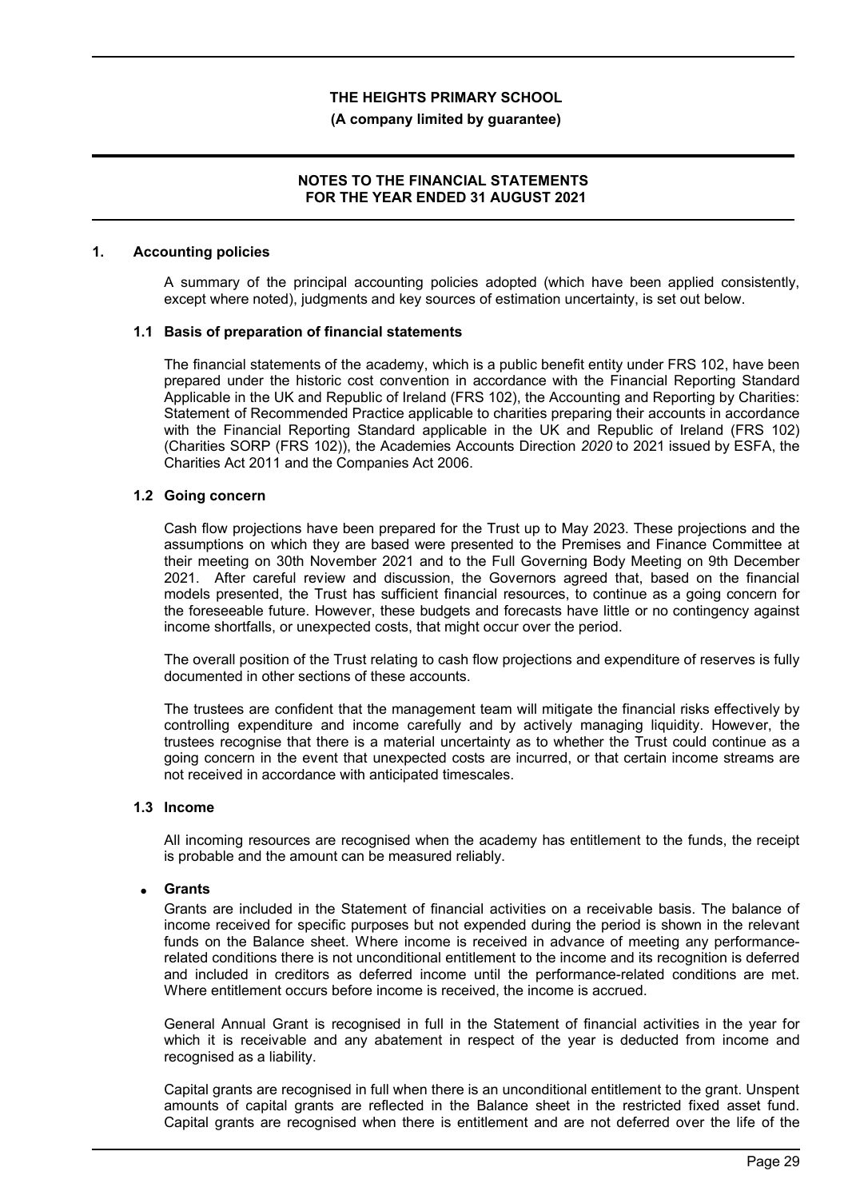## NOTES TO THE FINANCIAL STATEMENTS FOR THE YEAR ENDED 31 AUGUST 2021

### 1. Accounting policies

A summary of the principal accounting policies adopted (which have been applied consistently, except where noted), judgments and key sources of estimation uncertainty, is set out below.

#### 1.1 Basis of preparation of financial statements

The financial statements of the academy, which is a public benefit entity under FRS 102, have been prepared under the historic cost convention in accordance with the Financial Reporting Standard Applicable in the UK and Republic of Ireland (FRS 102), the Accounting and Reporting by Charities: Statement of Recommended Practice applicable to charities preparing their accounts in accordance with the Financial Reporting Standard applicable in the UK and Republic of Ireland (FRS 102) (Charities SORP (FRS 102)), the Academies Accounts Direction *2020* to 2021 issued by ESFA, the Charities Act 2011 and the Companies Act 2006.

#### 1.2 Going concern

Cash flow projections have been prepared for the Trust up to May 2023. These projections and the assumptions on which they are based were presented to the Premises and Finance Committee at their meeting on 30th November 2021 and to the Full Governing Body Meeting on 9th December 2021. After careful review and discussion, the Governors agreed that, based on the financial models presented, the Trust has sufficient financial resources, to continue as a going concern for the foreseeable future. However, these budgets and forecasts have little or no contingency against income shortfalls, or unexpected costs, that might occur over the period.

The overall position of the Trust relating to cash flow projections and expenditure of reserves is fully documented in other sections of these accounts.

The trustees are confident that the management team will mitigate the financial risks effectively by controlling expenditure and income carefully and by actively managing liquidity. However, the trustees recognise that there is a material uncertainty as to whether the Trust could continue as a going concern in the event that unexpected costs are incurred, or that certain income streams are not received in accordance with anticipated timescales.

#### 1.3 Income

All incoming resources are recognised when the academy has entitlement to the funds, the receipt is probable and the amount can be measured reliably.

- **Grants**

Grants are included in the Statement of financial activities on a receivable basis. The balance of income received for specific purposes but not expended during the period is shown in the relevant funds on the Balance sheet. Where income is received in advance of meeting any performance-related conditions there is not unconditional entitlement to the income and its recognition is deferred and included in creditors as deferred income until the performance-related conditions are met. Where entitlement occurs before income is received, the income is accrued.

General Annual Grant is recognised in full in the Statement of financial activities in the year for which it is receivable and any abatement in respect of the year is deducted from income and recognised as a liability.

Capital grants are recognised in full when there is an unconditional entitlement to the grant. Unspent amounts of capital grants are reflected in the Balance sheet in the restricted fixed asset fund. Capital grants are recognised when there is entitlement and are not deferred over the life of the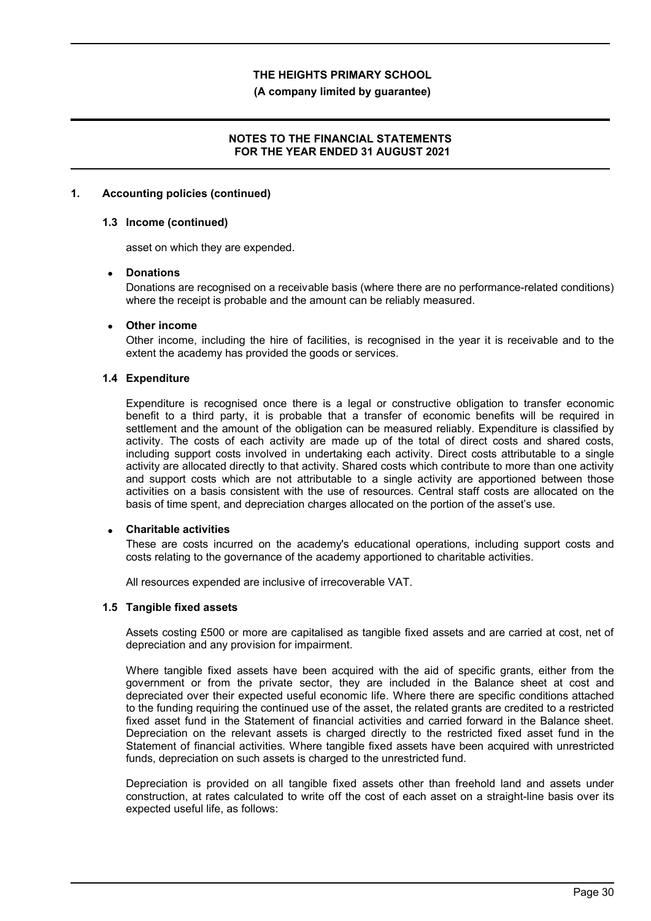## 1. Accounting policies (continued)

### 1.3 Income (continued)

asset on which they are expended.

- **Donations**

  Donations are recognised on a receivable basis (where there are no performance-related conditions) where the receipt is probable and the amount can be reliably measured.

- **Other income**

  Other income, including the hire of facilities, is recognised in the year it is receivable and to the extent the academy has provided the goods or services.

### 1.4 Expenditure

Expenditure is recognised once there is a legal or constructive obligation to transfer economic benefit to a third party, it is probable that a transfer of economic benefits will be required in settlement and the amount of the obligation can be measured reliably. Expenditure is classified by activity. The costs of each activity are made up of the total of direct costs and shared costs, including support costs involved in undertaking each activity. Direct costs attributable to a single activity are allocated directly to that activity. Shared costs which contribute to more than one activity and support costs which are not attributable to a single activity are apportioned between those activities on a basis consistent with the use of resources. Central staff costs are allocated on the basis of time spent, and depreciation charges allocated on the portion of the asset's use.

- **Charitable activities**

  These are costs incurred on the academy's educational operations, including support costs and costs relating to the governance of the academy apportioned to charitable activities.

All resources expended are inclusive of irrecoverable VAT.

### 1.5 Tangible fixed assets

Assets costing £500 or more are capitalised as tangible fixed assets and are carried at cost, net of depreciation and any provision for impairment.

Where tangible fixed assets have been acquired with the aid of specific grants, either from the government or from the private sector, they are included in the Balance sheet at cost and depreciated over their expected useful economic life. Where there are specific conditions attached to the funding requiring the continued use of the asset, the related grants are credited to a restricted fixed asset fund in the Statement of financial activities and carried forward in the Balance sheet. Depreciation on the relevant assets is charged directly to the restricted fixed asset fund in the Statement of financial activities. Where tangible fixed assets have been acquired with unrestricted funds, depreciation on such assets is charged to the unrestricted fund.

Depreciation is provided on all tangible fixed assets other than freehold land and assets under construction, at rates calculated to write off the cost of each asset on a straight-line basis over its expected useful life, as follows: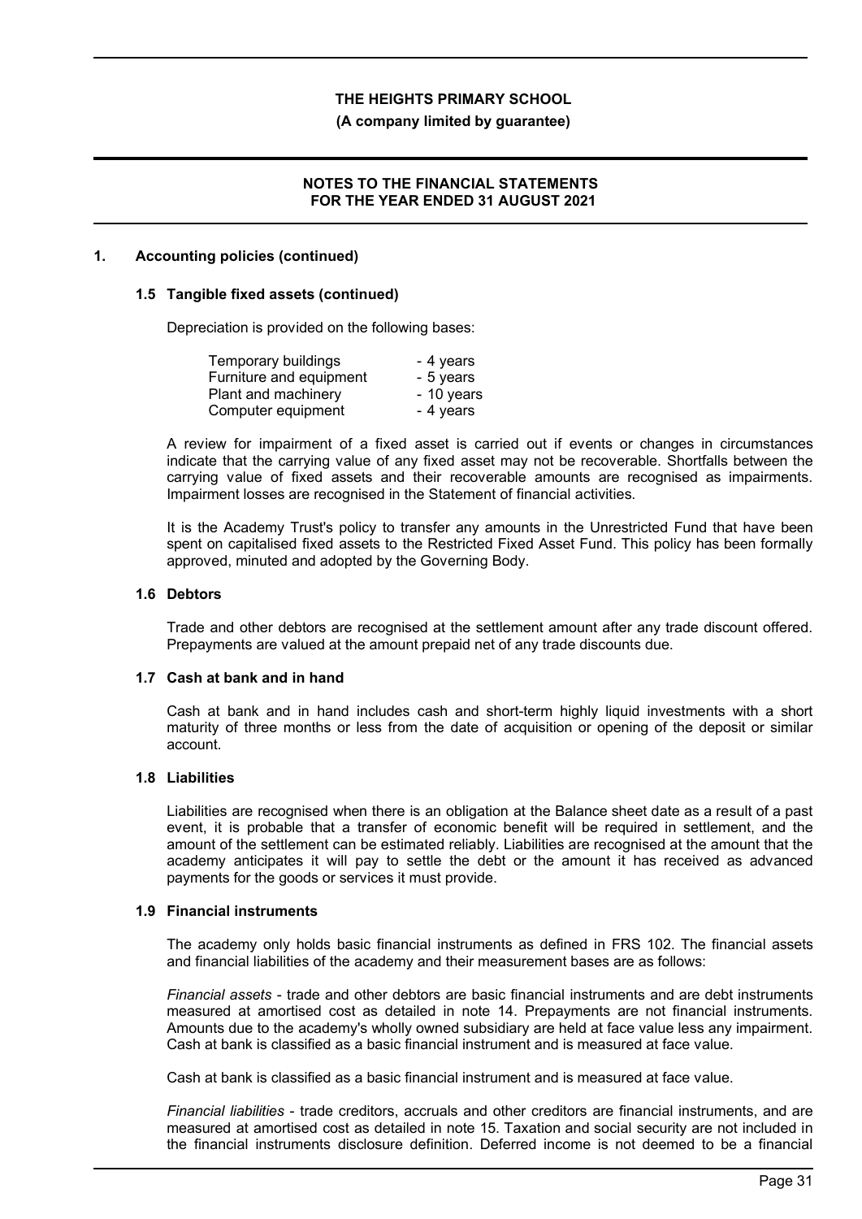## 1. Accounting policies (continued)

### 1.5 Tangible fixed assets (continued)

Depreciation is provided on the following bases:

| | |
|---|---|
| Temporary buildings | - 4 years |
| Furniture and equipment | - 5 years |
| Plant and machinery | - 10 years |
| Computer equipment | - 4 years |

A review for impairment of a fixed asset is carried out if events or changes in circumstances indicate that the carrying value of any fixed asset may not be recoverable. Shortfalls between the carrying value of fixed assets and their recoverable amounts are recognised as impairments. Impairment losses are recognised in the Statement of financial activities.

It is the Academy Trust's policy to transfer any amounts in the Unrestricted Fund that have been spent on capitalised fixed assets to the Restricted Fixed Asset Fund. This policy has been formally approved, minuted and adopted by the Governing Body.

### 1.6 Debtors

Trade and other debtors are recognised at the settlement amount after any trade discount offered. Prepayments are valued at the amount prepaid net of any trade discounts due.

### 1.7 Cash at bank and in hand

Cash at bank and in hand includes cash and short-term highly liquid investments with a short maturity of three months or less from the date of acquisition or opening of the deposit or similar account.

### 1.8 Liabilities

Liabilities are recognised when there is an obligation at the Balance sheet date as a result of a past event, it is probable that a transfer of economic benefit will be required in settlement, and the amount of the settlement can be estimated reliably. Liabilities are recognised at the amount that the academy anticipates it will pay to settle the debt or the amount it has received as advanced payments for the goods or services it must provide.

### 1.9 Financial instruments

The academy only holds basic financial instruments as defined in FRS 102. The financial assets and financial liabilities of the academy and their measurement bases are as follows:

*Financial assets* - trade and other debtors are basic financial instruments and are debt instruments measured at amortised cost as detailed in note 14. Prepayments are not financial instruments. Amounts due to the academy's wholly owned subsidiary are held at face value less any impairment. Cash at bank is classified as a basic financial instrument and is measured at face value.

Cash at bank is classified as a basic financial instrument and is measured at face value.

*Financial liabilities* - trade creditors, accruals and other creditors are financial instruments, and are measured at amortised cost as detailed in note 15. Taxation and social security are not included in the financial instruments disclosure definition. Deferred income is not deemed to be a financial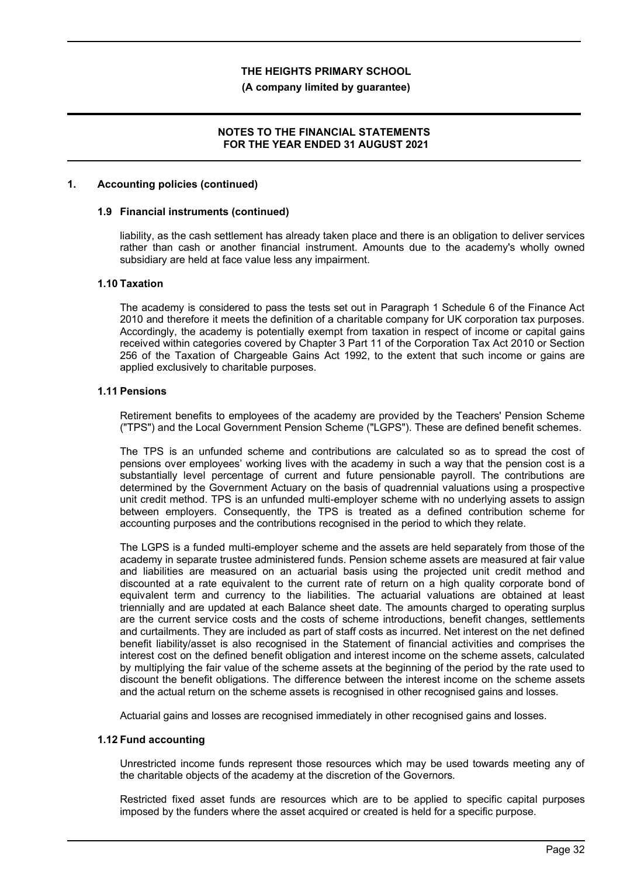## 1. Accounting policies (continued)

### 1.9 Financial instruments (continued)

liability, as the cash settlement has already taken place and there is an obligation to deliver services rather than cash or another financial instrument. Amounts due to the academy's wholly owned subsidiary are held at face value less any impairment.

### 1.10 Taxation

The academy is considered to pass the tests set out in Paragraph 1 Schedule 6 of the Finance Act 2010 and therefore it meets the definition of a charitable company for UK corporation tax purposes. Accordingly, the academy is potentially exempt from taxation in respect of income or capital gains received within categories covered by Chapter 3 Part 11 of the Corporation Tax Act 2010 or Section 256 of the Taxation of Chargeable Gains Act 1992, to the extent that such income or gains are applied exclusively to charitable purposes.

### 1.11 Pensions

Retirement benefits to employees of the academy are provided by the Teachers' Pension Scheme ("TPS") and the Local Government Pension Scheme ("LGPS"). These are defined benefit schemes.

The TPS is an unfunded scheme and contributions are calculated so as to spread the cost of pensions over employees' working lives with the academy in such a way that the pension cost is a substantially level percentage of current and future pensionable payroll. The contributions are determined by the Government Actuary on the basis of quadrennial valuations using a prospective unit credit method. TPS is an unfunded multi-employer scheme with no underlying assets to assign between employers. Consequently, the TPS is treated as a defined contribution scheme for accounting purposes and the contributions recognised in the period to which they relate.

The LGPS is a funded multi-employer scheme and the assets are held separately from those of the academy in separate trustee administered funds. Pension scheme assets are measured at fair value and liabilities are measured on an actuarial basis using the projected unit credit method and discounted at a rate equivalent to the current rate of return on a high quality corporate bond of equivalent term and currency to the liabilities. The actuarial valuations are obtained at least triennially and are updated at each Balance sheet date. The amounts charged to operating surplus are the current service costs and the costs of scheme introductions, benefit changes, settlements and curtailments. They are included as part of staff costs as incurred. Net interest on the net defined benefit liability/asset is also recognised in the Statement of financial activities and comprises the interest cost on the defined benefit obligation and interest income on the scheme assets, calculated by multiplying the fair value of the scheme assets at the beginning of the period by the rate used to discount the benefit obligations. The difference between the interest income on the scheme assets and the actual return on the scheme assets is recognised in other recognised gains and losses.

Actuarial gains and losses are recognised immediately in other recognised gains and losses.

### 1.12 Fund accounting

Unrestricted income funds represent those resources which may be used towards meeting any of the charitable objects of the academy at the discretion of the Governors.

Restricted fixed asset funds are resources which are to be applied to specific capital purposes imposed by the funders where the asset acquired or created is held for a specific purpose.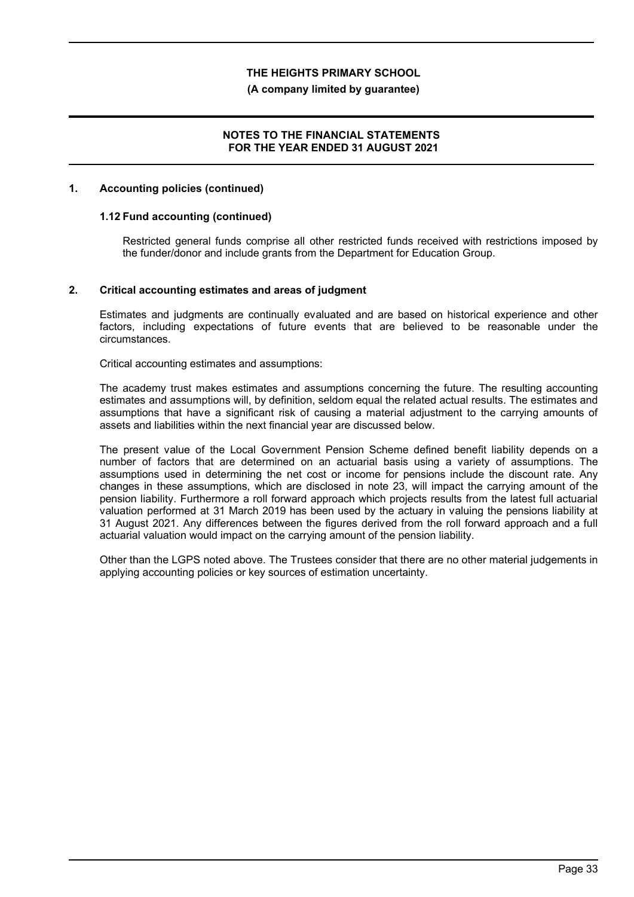## 1. Accounting policies (continued)

### 1.12 Fund accounting (continued)

Restricted general funds comprise all other restricted funds received with restrictions imposed by the funder/donor and include grants from the Department for Education Group.

## 2. Critical accounting estimates and areas of judgment

Estimates and judgments are continually evaluated and are based on historical experience and other factors, including expectations of future events that are believed to be reasonable under the circumstances.

Critical accounting estimates and assumptions:

The academy trust makes estimates and assumptions concerning the future. The resulting accounting estimates and assumptions will, by definition, seldom equal the related actual results. The estimates and assumptions that have a significant risk of causing a material adjustment to the carrying amounts of assets and liabilities within the next financial year are discussed below.

The present value of the Local Government Pension Scheme defined benefit liability depends on a number of factors that are determined on an actuarial basis using a variety of assumptions. The assumptions used in determining the net cost or income for pensions include the discount rate. Any changes in these assumptions, which are disclosed in note 23, will impact the carrying amount of the pension liability. Furthermore a roll forward approach which projects results from the latest full actuarial valuation performed at 31 March 2019 has been used by the actuary in valuing the pensions liability at 31 August 2021. Any differences between the figures derived from the roll forward approach and a full actuarial valuation would impact on the carrying amount of the pension liability.

Other than the LGPS noted above. The Trustees consider that there are no other material judgements in applying accounting policies or key sources of estimation uncertainty.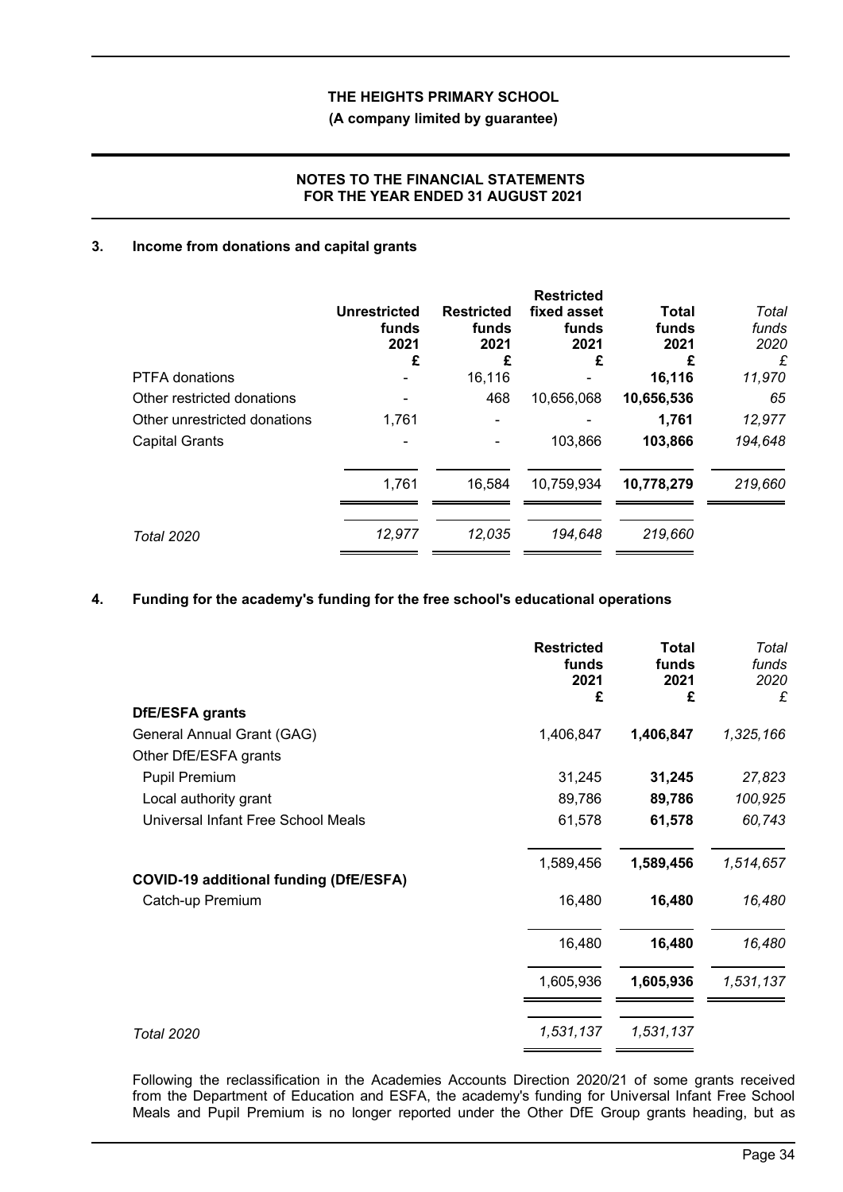# THE HEIGHTS PRIMARY SCHOOL

**(A company limited by guarantee)**

**NOTES TO THE FINANCIAL STATEMENTS FOR THE YEAR ENDED 31 AUGUST 2021**

## 3. Income from donations and capital grants

| | Unrestricted funds 2021 £ | Restricted funds 2021 £ | Restricted fixed asset funds 2021 £ | Total funds 2021 £ | *Total funds 2020 £* |
|---|---|---|---|---|---|
| PTFA donations | - | 16,116 | - | **16,116** | *11,970* |
| Other restricted donations | - | 468 | 10,656,068 | **10,656,536** | *65* |
| Other unrestricted donations | 1,761 | - | - | **1,761** | *12,977* |
| Capital Grants | - | - | 103,866 | **103,866** | *194,648* |
| | 1,761 | 16,584 | 10,759,934 | **10,778,279** | *219,660* |
| *Total 2020* | *12,977* | *12,035* | *194,648* | *219,660* | |

## 4. Funding for the academy's funding for the free school's educational operations

| | Restricted funds 2021 £ | Total funds 2021 £ | *Total funds 2020 £* |
|---|---|---|---|
| **DfE/ESFA grants** | | | |
| General Annual Grant (GAG) | 1,406,847 | **1,406,847** | *1,325,166* |
| Other DfE/ESFA grants | | | |
| Pupil Premium | 31,245 | **31,245** | *27,823* |
| Local authority grant | 89,786 | **89,786** | *100,925* |
| Universal Infant Free School Meals | 61,578 | **61,578** | *60,743* |
| | 1,589,456 | **1,589,456** | *1,514,657* |
| **COVID-19 additional funding (DfE/ESFA)** | | | |
| Catch-up Premium | 16,480 | **16,480** | *16,480* |
| | 16,480 | **16,480** | *16,480* |
| | 1,605,936 | **1,605,936** | *1,531,137* |
| *Total 2020* | *1,531,137* | *1,531,137* | |

Following the reclassification in the Academies Accounts Direction 2020/21 of some grants received from the Department of Education and ESFA, the academy's funding for Universal Infant Free School Meals and Pupil Premium is no longer reported under the Other DfE Group grants heading, but as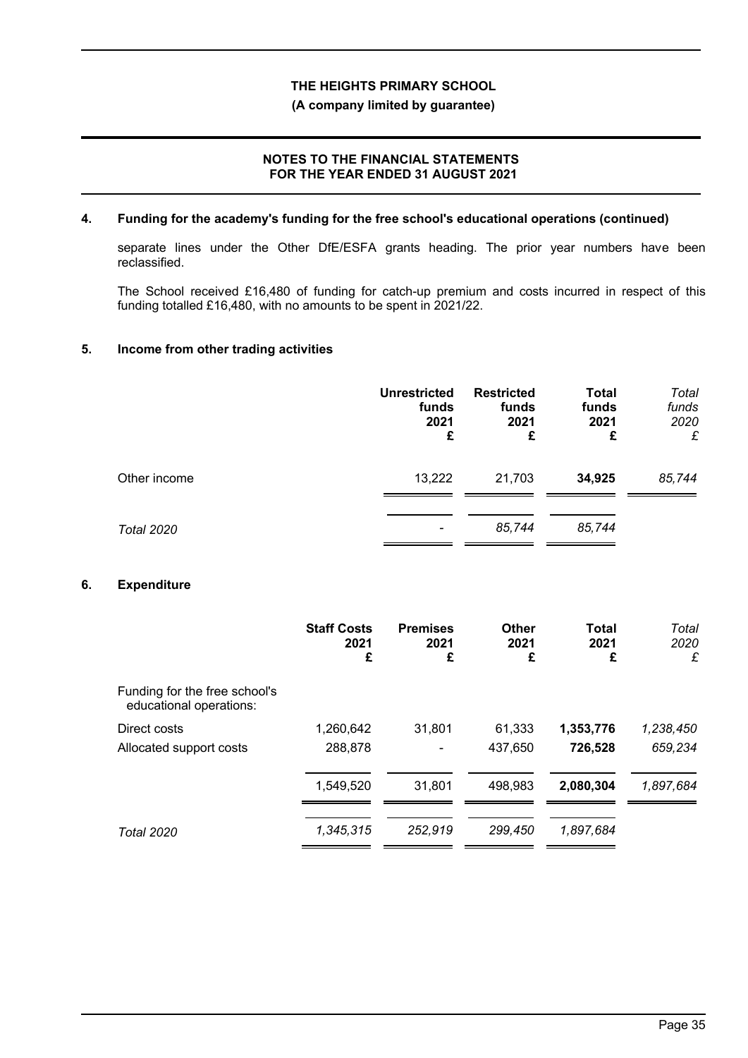## 4. Funding for the academy's funding for the free school's educational operations (continued)

separate lines under the Other DfE/ESFA grants heading. The prior year numbers have been reclassified.

The School received £16,480 of funding for catch-up premium and costs incurred in respect of this funding totalled £16,480, with no amounts to be spent in 2021/22.

## 5. Income from other trading activities

| | Unrestricted funds 2021 £ | Restricted funds 2021 £ | Total funds 2021 £ | *Total funds 2020 £* |
|---|---|---|---|---|
| Other income | 13,222 | 21,703 | **34,925** | *85,744* |
| *Total 2020* | - | *85,744* | *85,744* | |

## 6. Expenditure

| | Staff Costs 2021 £ | Premises 2021 £ | Other 2021 £ | Total 2021 £ | *Total 2020 £* |
|---|---|---|---|---|---|
| Funding for the free school's educational operations: | | | | | |
| Direct costs | 1,260,642 | 31,801 | 61,333 | **1,353,776** | *1,238,450* |
| Allocated support costs | 288,878 | - | 437,650 | **726,528** | *659,234* |
| | 1,549,520 | 31,801 | 498,983 | **2,080,304** | *1,897,684* |
| *Total 2020* | *1,345,315* | *252,919* | *299,450* | *1,897,684* | |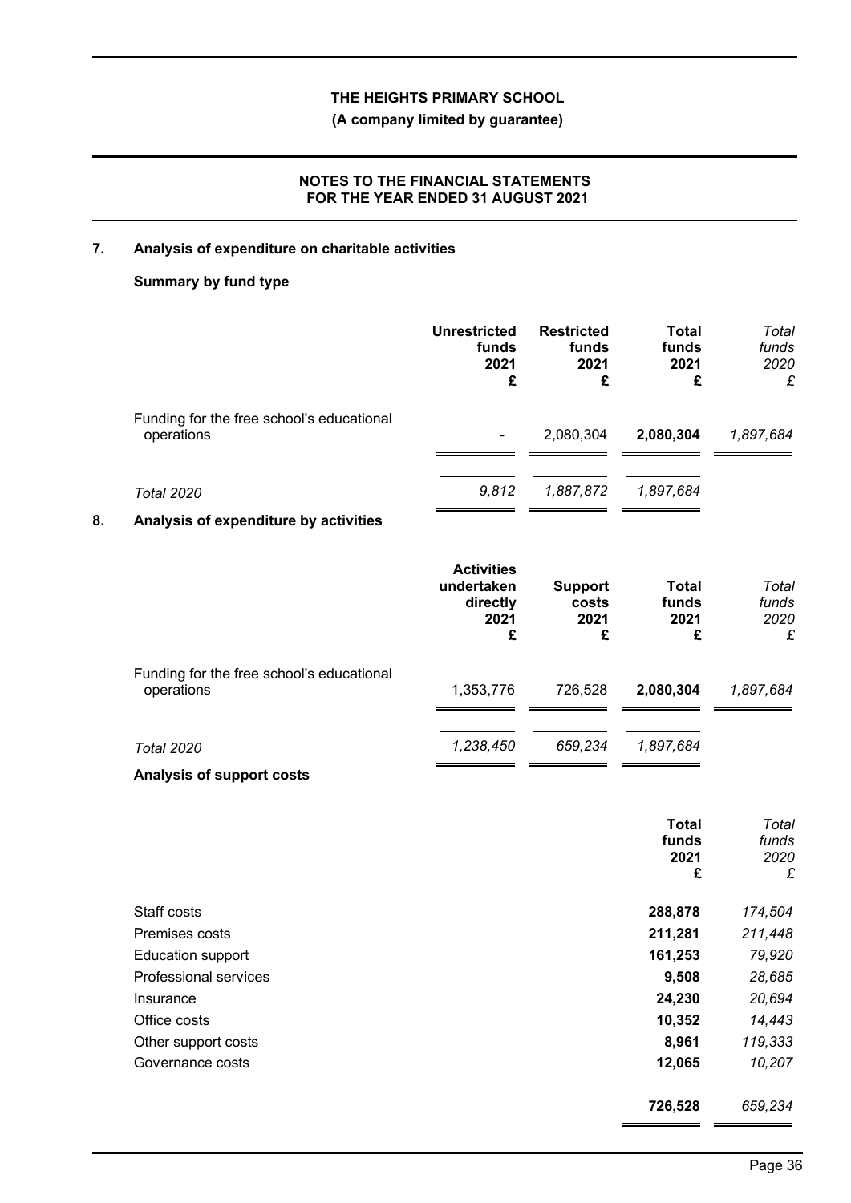**THE HEIGHTS PRIMARY SCHOOL**

**(A company limited by guarantee)**

**NOTES TO THE FINANCIAL STATEMENTS FOR THE YEAR ENDED 31 AUGUST 2021**

## 7. Analysis of expenditure on charitable activities

### Summary by fund type

| | Unrestricted funds 2021 £ | Restricted funds 2021 £ | Total funds 2021 £ | *Total funds 2020 £* |
|---|---|---|---|---|
| Funding for the free school's educational operations | - | 2,080,304 | **2,080,304** | *1,897,684* |
| *Total 2020* | *9,812* | *1,887,872* | *1,897,684* | |

## 8. Analysis of expenditure by activities

| | Activities undertaken directly 2021 £ | Support costs 2021 £ | Total funds 2021 £ | *Total funds 2020 £* |
|---|---|---|---|---|
| Funding for the free school's educational operations | 1,353,776 | 726,528 | **2,080,304** | *1,897,684* |
| *Total 2020* | *1,238,450* | *659,234* | *1,897,684* | |

### Analysis of support costs

| | Total funds 2021 £ | *Total funds 2020 £* |
|---|---|---|
| Staff costs | **288,878** | *174,504* |
| Premises costs | **211,281** | *211,448* |
| Education support | **161,253** | *79,920* |
| Professional services | **9,508** | *28,685* |
| Insurance | **24,230** | *20,694* |
| Office costs | **10,352** | *14,443* |
| Other support costs | **8,961** | *119,333* |
| Governance costs | **12,065** | *10,207* |
| | **726,528** | *659,234* |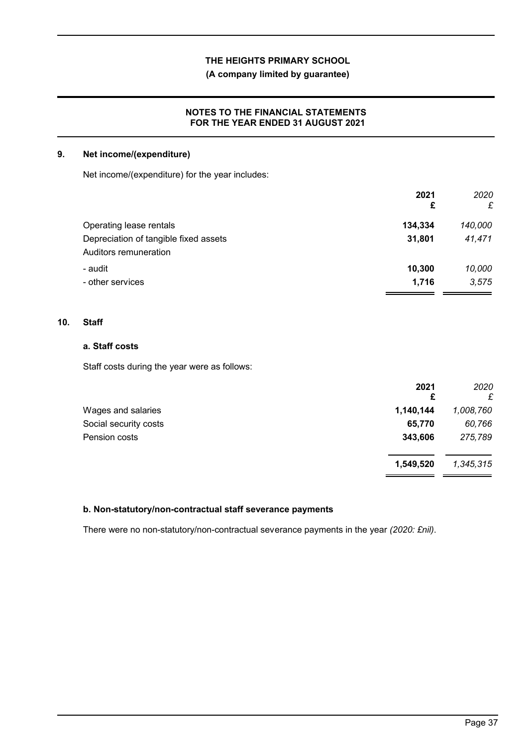## 9. Net income/(expenditure)

Net income/(expenditure) for the year includes:

| | 2021 £ | 2020 £ |
|---|---|---|
| Operating lease rentals | **134,334** | *140,000* |
| Depreciation of tangible fixed assets | **31,801** | *41,471* |
| Auditors remuneration | | |
| - audit | **10,300** | *10,000* |
| - other services | **1,716** | *3,575* |

## 10. Staff

### a. Staff costs

Staff costs during the year were as follows:

| | 2021 £ | 2020 £ |
|---|---|---|
| Wages and salaries | **1,140,144** | *1,008,760* |
| Social security costs | **65,770** | *60,766* |
| Pension costs | **343,606** | *275,789* |
| | **1,549,520** | *1,345,315* |

### b. Non-statutory/non-contractual staff severance payments

There were no non-statutory/non-contractual severance payments in the year *(2020: £nil)*.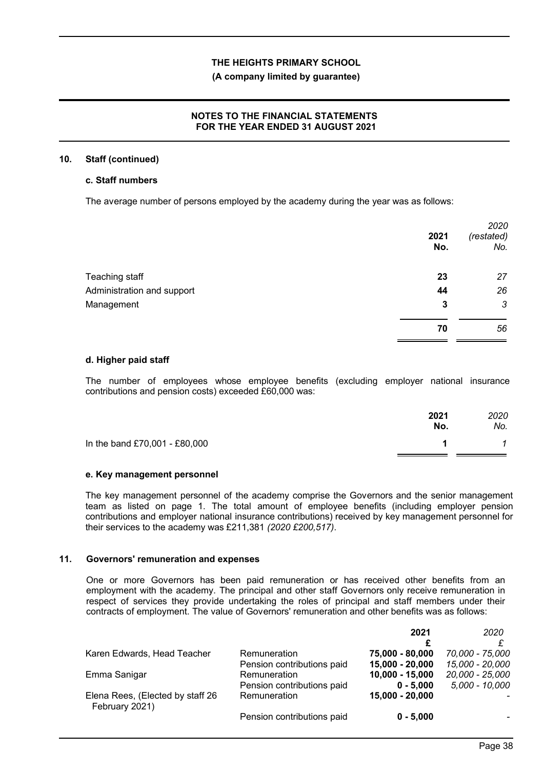## 10. Staff (continued)

### c. Staff numbers

The average number of persons employed by the academy during the year was as follows:

| | 2021 No. | *2020 (restated) No.* |
|---|---|---|
| Teaching staff | **23** | *27* |
| Administration and support | **44** | *26* |
| Management | **3** | *3* |
| | **70** | *56* |

### d. Higher paid staff

The number of employees whose employee benefits (excluding employer national insurance contributions and pension costs) exceeded £60,000 was:

| | 2021 No. | *2020 No.* |
|---|---|---|
| In the band £70,001 - £80,000 | **1** | *1* |

### e. Key management personnel

The key management personnel of the academy comprise the Governors and the senior management team as listed on page 1. The total amount of employee benefits (including employer pension contributions and employer national insurance contributions) received by key management personnel for their services to the academy was £211,381 *(2020 £200,517)*.

## 11. Governors' remuneration and expenses

One or more Governors has been paid remuneration or has received other benefits from an employment with the academy. The principal and other staff Governors only receive remuneration in respect of services they provide undertaking the roles of principal and staff members under their contracts of employment. The value of Governors' remuneration and other benefits was as follows:

| | | 2021 £ | *2020 £* |
|---|---|---|---|
| Karen Edwards, Head Teacher | Remuneration | **75,000 - 80,000** | *70,000 - 75,000* |
| | Pension contributions paid | **15,000 - 20,000** | *15,000 - 20,000* |
| Emma Sanigar | Remuneration | **10,000 - 15,000** | *20,000 - 25,000* |
| | Pension contributions paid | **0 - 5,000** | *5,000 - 10,000* |
| Elena Rees, (Elected by staff 26 February 2021) | Remuneration | **15,000 - 20,000** | - |
| | Pension contributions paid | **0 - 5,000** | - |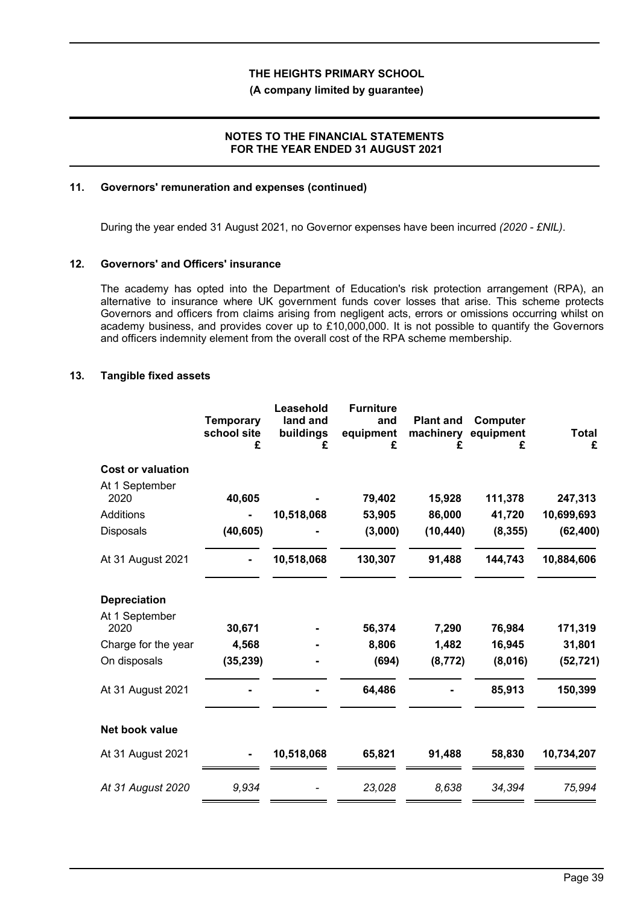## 11. Governors' remuneration and expenses (continued)

During the year ended 31 August 2021, no Governor expenses have been incurred *(2020 - £NIL)*.

## 12. Governors' and Officers' insurance

The academy has opted into the Department of Education's risk protection arrangement (RPA), an alternative to insurance where UK government funds cover losses that arise. This scheme protects Governors and officers from claims arising from negligent acts, errors or omissions occurring whilst on academy business, and provides cover up to £10,000,000. It is not possible to quantify the Governors and officers indemnity element from the overall cost of the RPA scheme membership.

## 13. Tangible fixed assets

| | Temporary school site £ | Leasehold land and buildings £ | Furniture and equipment £ | Plant and machinery £ | Computer equipment £ | Total £ |
|---|---|---|---|---|---|---|
| **Cost or valuation** | | | | | | |
| At 1 September 2020 | **40,605** | **-** | **79,402** | **15,928** | **111,378** | **247,313** |
| Additions | **-** | **10,518,068** | **53,905** | **86,000** | **41,720** | **10,699,693** |
| Disposals | **(40,605)** | **-** | **(3,000)** | **(10,440)** | **(8,355)** | **(62,400)** |
| At 31 August 2021 | **-** | **10,518,068** | **130,307** | **91,488** | **144,743** | **10,884,606** |
| **Depreciation** | | | | | | |
| At 1 September 2020 | **30,671** | **-** | **56,374** | **7,290** | **76,984** | **171,319** |
| Charge for the year | **4,568** | **-** | **8,806** | **1,482** | **16,945** | **31,801** |
| On disposals | **(35,239)** | **-** | **(694)** | **(8,772)** | **(8,016)** | **(52,721)** |
| At 31 August 2021 | **-** | **-** | **64,486** | **-** | **85,913** | **150,399** |
| **Net book value** | | | | | | |
| At 31 August 2021 | **-** | **10,518,068** | **65,821** | **91,488** | **58,830** | **10,734,207** |
| *At 31 August 2020* | *9,934* | *-* | *23,028* | *8,638* | *34,394* | *75,994* |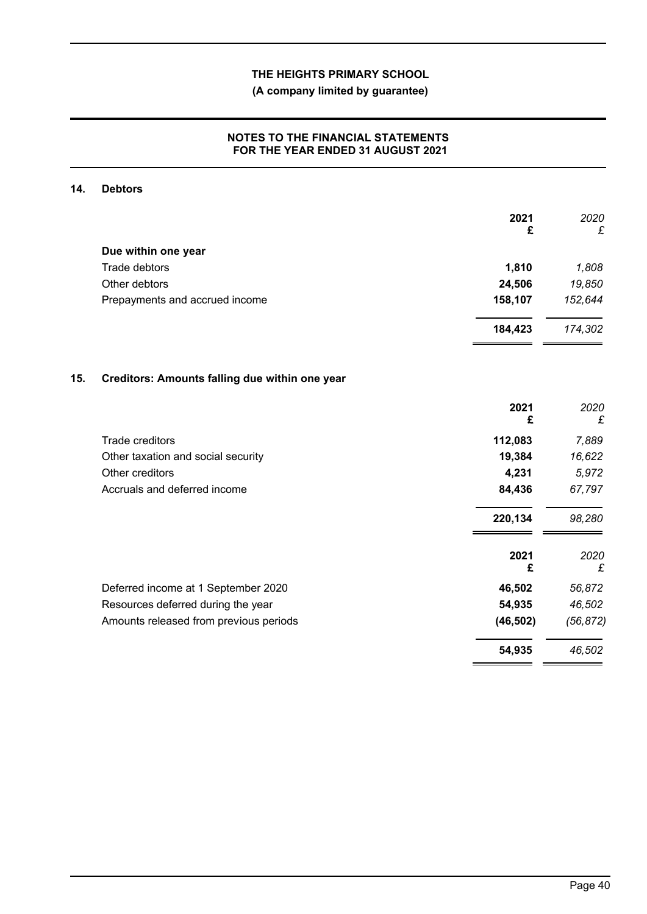# THE HEIGHTS PRIMARY SCHOOL

**(A company limited by guarantee)**

**NOTES TO THE FINANCIAL STATEMENTS FOR THE YEAR ENDED 31 AUGUST 2021**

## 14. Debtors

| | 2021 £ | *2020 £* |
|---|---|---|
| **Due within one year** | | |
| Trade debtors | **1,810** | *1,808* |
| Other debtors | **24,506** | *19,850* |
| Prepayments and accrued income | **158,107** | *152,644* |
| | **184,423** | *174,302* |

## 15. Creditors: Amounts falling due within one year

| | 2021 £ | *2020 £* |
|---|---|---|
| Trade creditors | **112,083** | *7,889* |
| Other taxation and social security | **19,384** | *16,622* |
| Other creditors | **4,231** | *5,972* |
| Accruals and deferred income | **84,436** | *67,797* |
| | **220,134** | *98,280* |

| | 2021 £ | *2020 £* |
|---|---|---|
| Deferred income at 1 September 2020 | **46,502** | *56,872* |
| Resources deferred during the year | **54,935** | *46,502* |
| Amounts released from previous periods | **(46,502)** | *(56,872)* |
| | **54,935** | *46,502* |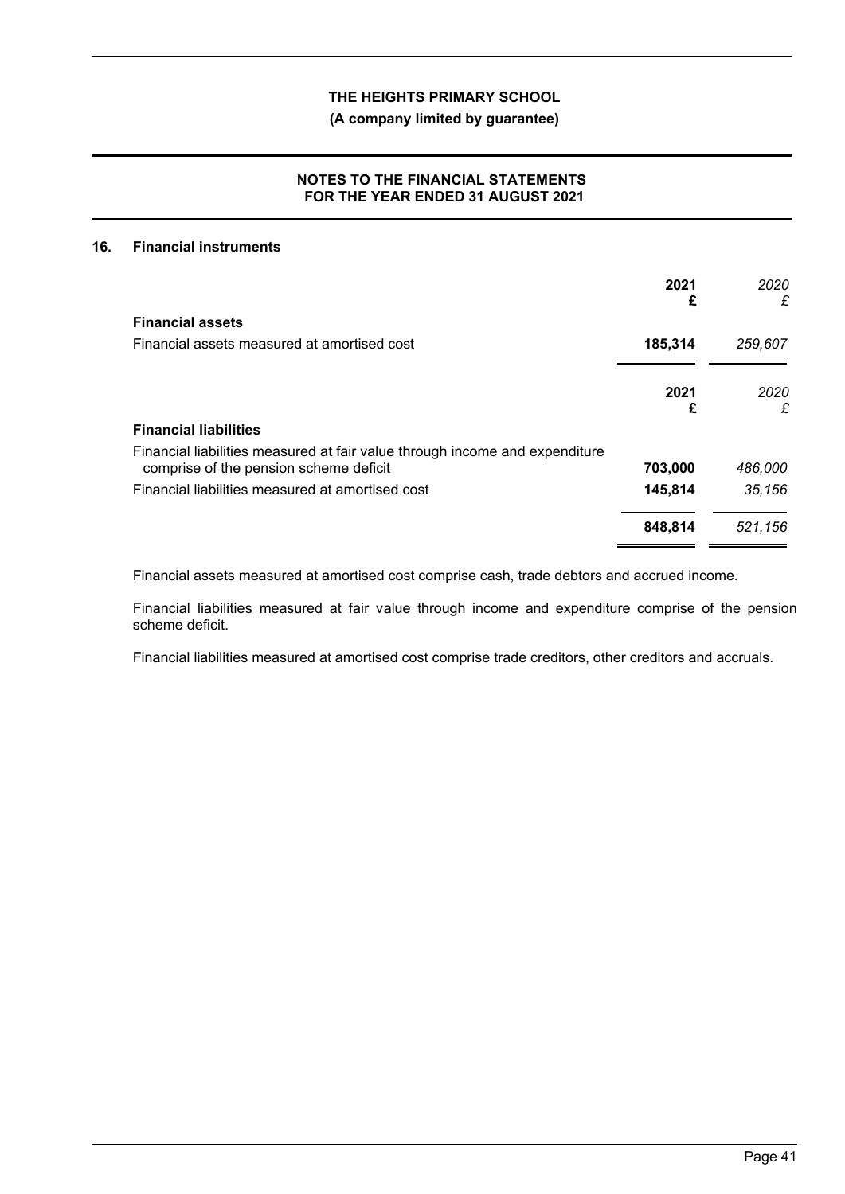## 16. Financial instruments

| | 2021 £ | 2020 £ |
|---|---|---|
| **Financial assets** | | |
| Financial assets measured at amortised cost | **185,314** | *259,607* |

| | 2021 £ | 2020 £ |
|---|---|---|
| **Financial liabilities** | | |
| Financial liabilities measured at fair value through income and expenditure comprise of the pension scheme deficit | **703,000** | *486,000* |
| Financial liabilities measured at amortised cost | **145,814** | *35,156* |
| | **848,814** | *521,156* |

Financial assets measured at amortised cost comprise cash, trade debtors and accrued income.

Financial liabilities measured at fair value through income and expenditure comprise of the pension scheme deficit.

Financial liabilities measured at amortised cost comprise trade creditors, other creditors and accruals.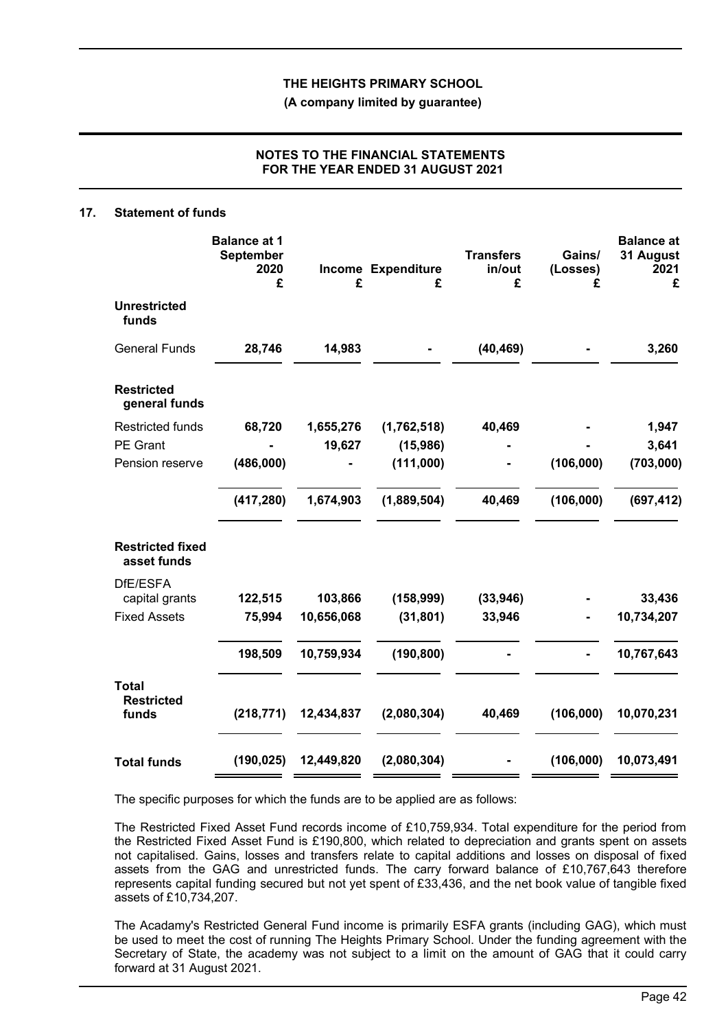## 17. Statement of funds

| | Balance at 1 September 2020 £ | Income £ | Expenditure £ | Transfers in/out £ | Gains/ (Losses) £ | Balance at 31 August 2021 £ |
|---|---|---|---|---|---|---|
| **Unrestricted funds** | | | | | | |
| General Funds | **28,746** | **14,983** | **-** | **(40,469)** | **-** | **3,260** |
| **Restricted general funds** | | | | | | |
| Restricted funds | **68,720** | **1,655,276** | **(1,762,518)** | **40,469** | **-** | **1,947** |
| PE Grant | **-** | **19,627** | **(15,986)** | **-** | **-** | **3,641** |
| Pension reserve | **(486,000)** | **-** | **(111,000)** | **-** | **(106,000)** | **(703,000)** |
| | **(417,280)** | **1,674,903** | **(1,889,504)** | **40,469** | **(106,000)** | **(697,412)** |
| **Restricted fixed asset funds** | | | | | | |
| DfE/ESFA capital grants | **122,515** | **103,866** | **(158,999)** | **(33,946)** | **-** | **33,436** |
| Fixed Assets | **75,994** | **10,656,068** | **(31,801)** | **33,946** | **-** | **10,734,207** |
| | **198,509** | **10,759,934** | **(190,800)** | **-** | **-** | **10,767,643** |
| **Total Restricted funds** | **(218,771)** | **12,434,837** | **(2,080,304)** | **40,469** | **(106,000)** | **10,070,231** |
| **Total funds** | **(190,025)** | **12,449,820** | **(2,080,304)** | **-** | **(106,000)** | **10,073,491** |

The specific purposes for which the funds are to be applied are as follows:

The Restricted Fixed Asset Fund records income of £10,759,934. Total expenditure for the period from the Restricted Fixed Asset Fund is £190,800, which related to depreciation and grants spent on assets not capitalised. Gains, losses and transfers relate to capital additions and losses on disposal of fixed assets from the GAG and unrestricted funds. The carry forward balance of £10,767,643 therefore represents capital funding secured but not yet spent of £33,436, and the net book value of tangible fixed assets of £10,734,207.

The Acadamy's Restricted General Fund income is primarily ESFA grants (including GAG), which must be used to meet the cost of running The Heights Primary School. Under the funding agreement with the Secretary of State, the academy was not subject to a limit on the amount of GAG that it could carry forward at 31 August 2021.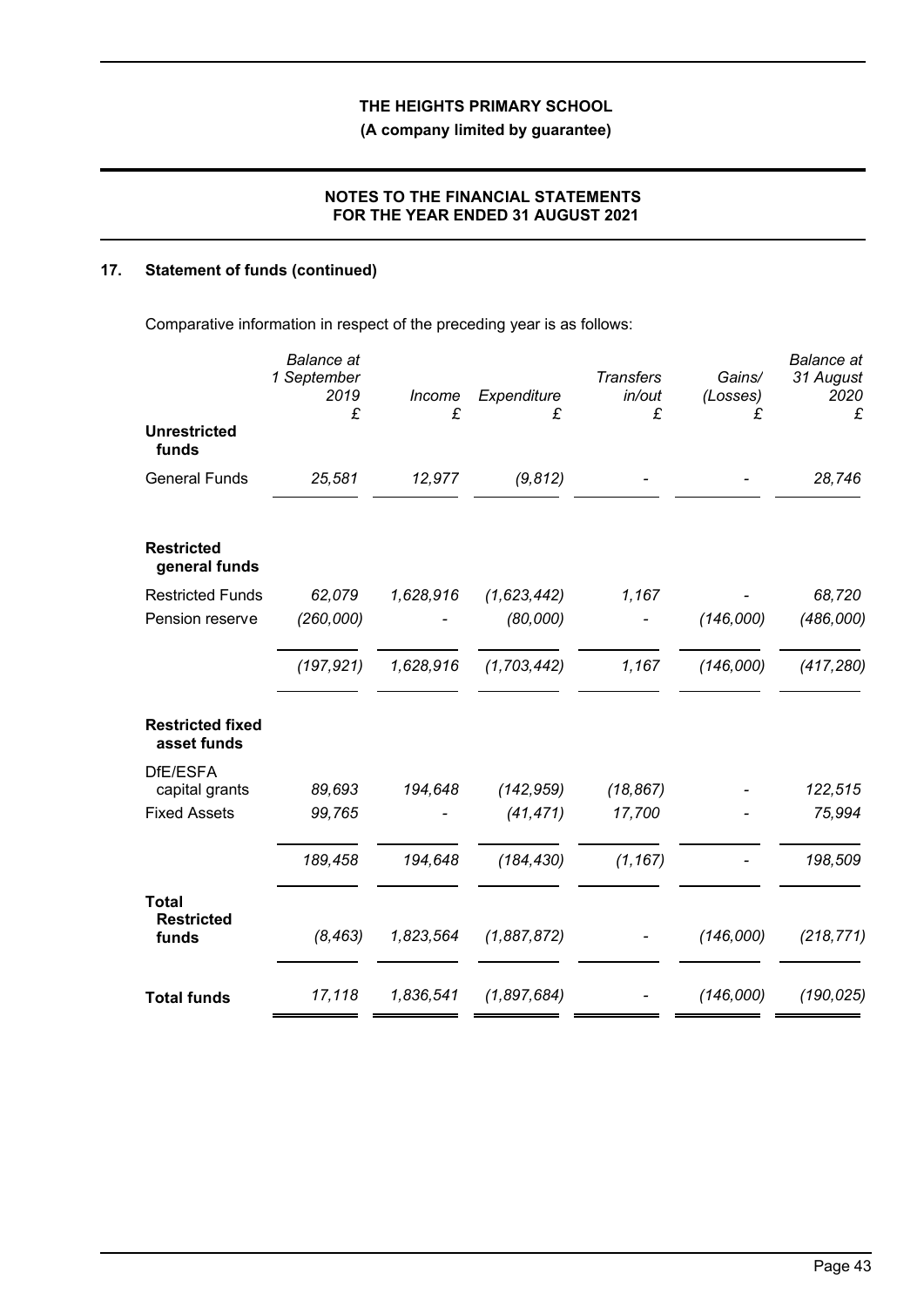## 17. Statement of funds (continued)

Comparative information in respect of the preceding year is as follows:

| | Balance at 1 September 2019 £ | Income £ | Expenditure £ | Transfers in/out £ | Gains/ (Losses) £ | Balance at 31 August 2020 £ |
|---|---|---|---|---|---|---|
| **Unrestricted funds** | | | | | | |
| General Funds | 25,581 | 12,977 | (9,812) | - | - | 28,746 |
| **Restricted general funds** | | | | | | |
| Restricted Funds | 62,079 | 1,628,916 | (1,623,442) | 1,167 | - | 68,720 |
| Pension reserve | (260,000) | - | (80,000) | - | (146,000) | (486,000) |
| | (197,921) | 1,628,916 | (1,703,442) | 1,167 | (146,000) | (417,280) |
| **Restricted fixed asset funds** | | | | | | |
| DfE/ESFA capital grants | 89,693 | 194,648 | (142,959) | (18,867) | - | 122,515 |
| Fixed Assets | 99,765 | - | (41,471) | 17,700 | - | 75,994 |
| | 189,458 | 194,648 | (184,430) | (1,167) | - | 198,509 |
| **Total Restricted funds** | (8,463) | 1,823,564 | (1,887,872) | - | (146,000) | (218,771) |
| **Total funds** | 17,118 | 1,836,541 | (1,897,684) | - | (146,000) | (190,025) |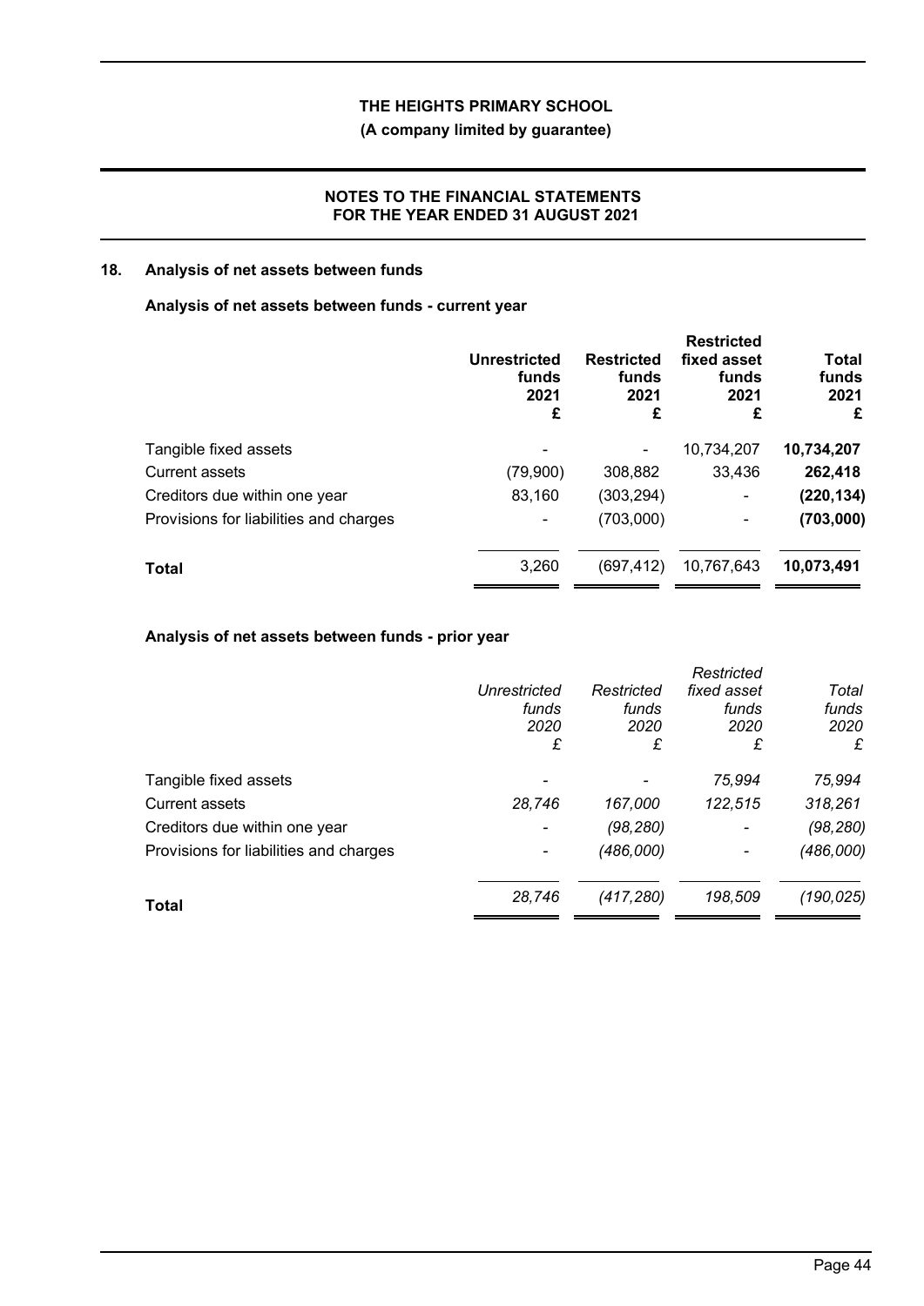## 18. Analysis of net assets between funds

### Analysis of net assets between funds - current year

| | Unrestricted funds 2021 £ | Restricted funds 2021 £ | Restricted fixed asset funds 2021 £ | Total funds 2021 £ |
|---|---|---|---|---|
| Tangible fixed assets | - | - | 10,734,207 | **10,734,207** |
| Current assets | (79,900) | 308,882 | 33,436 | **262,418** |
| Creditors due within one year | 83,160 | (303,294) | - | **(220,134)** |
| Provisions for liabilities and charges | - | (703,000) | - | **(703,000)** |
| **Total** | 3,260 | (697,412) | 10,767,643 | **10,073,491** |

### Analysis of net assets between funds - prior year

| | *Unrestricted funds 2020 £* | *Restricted funds 2020 £* | *Restricted fixed asset funds 2020 £* | *Total funds 2020 £* |
|---|---|---|---|---|
| Tangible fixed assets | - | - | *75,994* | *75,994* |
| Current assets | *28,746* | *167,000* | *122,515* | *318,261* |
| Creditors due within one year | - | *(98,280)* | - | *(98,280)* |
| Provisions for liabilities and charges | - | *(486,000)* | - | *(486,000)* |
| **Total** | *28,746* | *(417,280)* | *198,509* | *(190,025)* |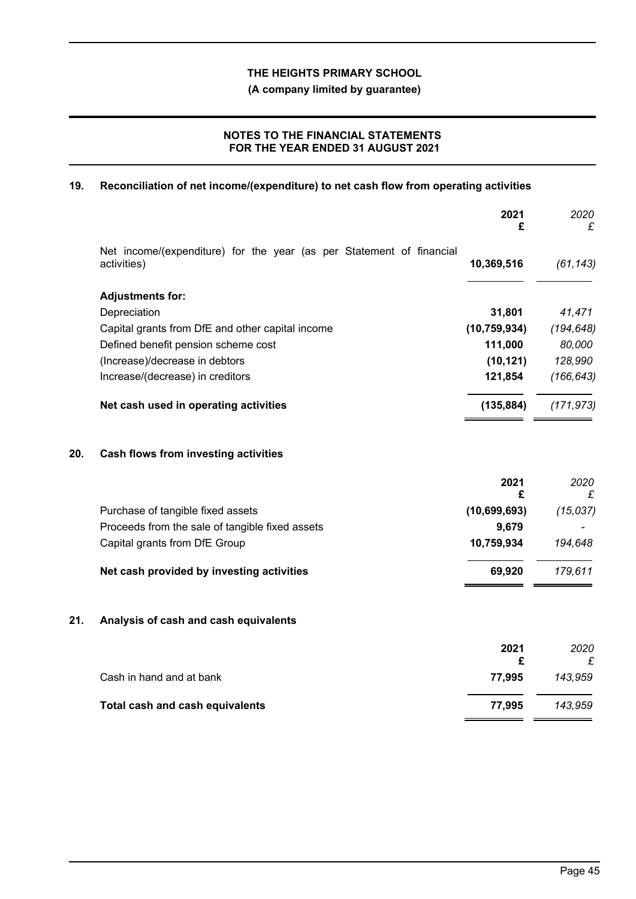**THE HEIGHTS PRIMARY SCHOOL**

**(A company limited by guarantee)**

**NOTES TO THE FINANCIAL STATEMENTS FOR THE YEAR ENDED 31 AUGUST 2021**

## 19. Reconciliation of net income/(expenditure) to net cash flow from operating activities

| | **2021 £** | *2020 £* |
|---|---|---|
| Net income/(expenditure) for the year (as per Statement of financial activities) | **10,369,516** | *(61,143)* |
| **Adjustments for:** | | |
| Depreciation | **31,801** | *41,471* |
| Capital grants from DfE and other capital income | **(10,759,934)** | *(194,648)* |
| Defined benefit pension scheme cost | **111,000** | *80,000* |
| (Increase)/decrease in debtors | **(10,121)** | *128,990* |
| Increase/(decrease) in creditors | **121,854** | *(166,643)* |
| **Net cash used in operating activities** | **(135,884)** | *(171,973)* |

## 20. Cash flows from investing activities

| | **2021 £** | *2020 £* |
|---|---|---|
| Purchase of tangible fixed assets | **(10,699,693)** | *(15,037)* |
| Proceeds from the sale of tangible fixed assets | **9,679** | *-* |
| Capital grants from DfE Group | **10,759,934** | *194,648* |
| **Net cash provided by investing activities** | **69,920** | *179,611* |

## 21. Analysis of cash and cash equivalents

| | **2021 £** | *2020 £* |
|---|---|---|
| Cash in hand and at bank | **77,995** | *143,959* |
| **Total cash and cash equivalents** | **77,995** | *143,959* |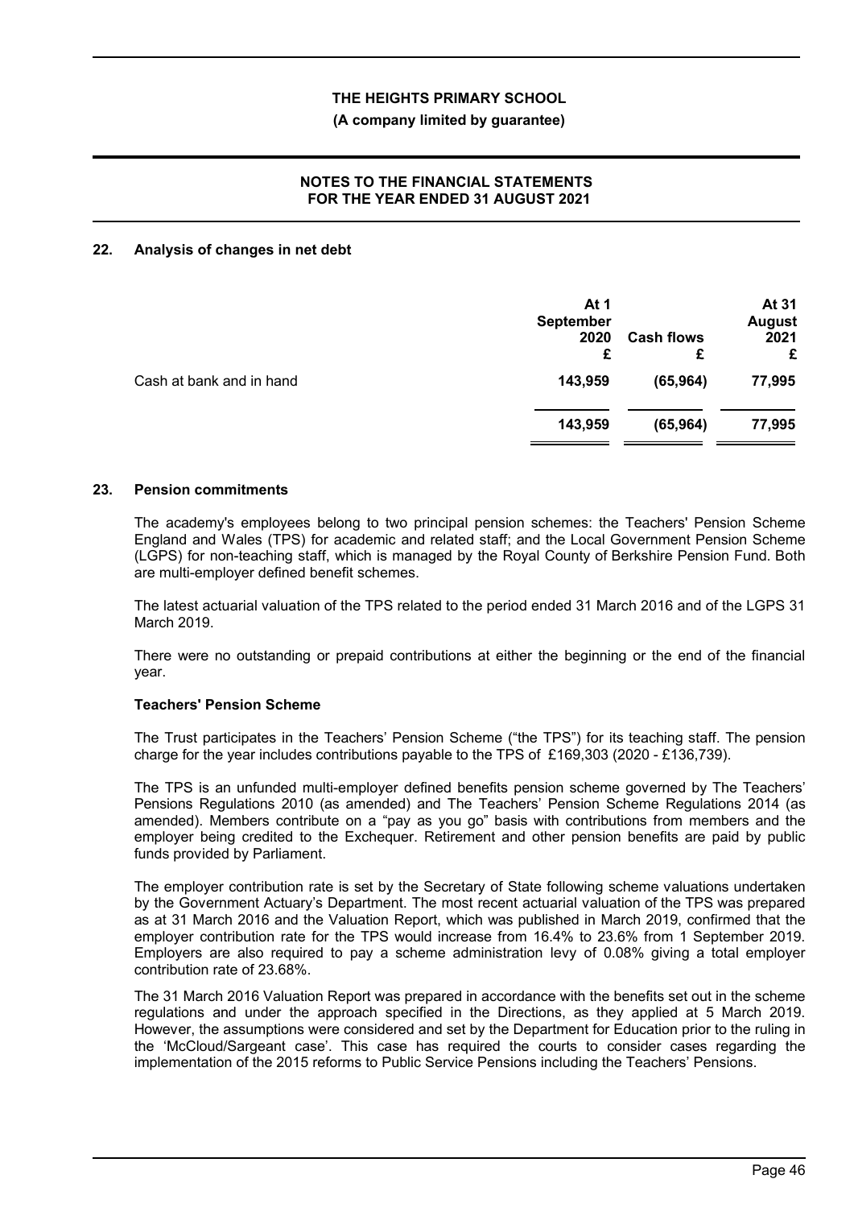## 22. Analysis of changes in net debt

| | At 1 September 2020 £ | Cash flows £ | At 31 August 2021 £ |
|---|---|---|---|
| Cash at bank and in hand | **143,959** | **(65,964)** | **77,995** |
| | **143,959** | **(65,964)** | **77,995** |

## 23. Pension commitments

The academy's employees belong to two principal pension schemes: the Teachers' Pension Scheme England and Wales (TPS) for academic and related staff; and the Local Government Pension Scheme (LGPS) for non-teaching staff, which is managed by the Royal County of Berkshire Pension Fund. Both are multi-employer defined benefit schemes.

The latest actuarial valuation of the TPS related to the period ended 31 March 2016 and of the LGPS 31 March 2019.

There were no outstanding or prepaid contributions at either the beginning or the end of the financial year.

### Teachers' Pension Scheme

The Trust participates in the Teachers' Pension Scheme ("the TPS") for its teaching staff. The pension charge for the year includes contributions payable to the TPS of £169,303 (2020 - £136,739).

The TPS is an unfunded multi-employer defined benefits pension scheme governed by The Teachers' Pensions Regulations 2010 (as amended) and The Teachers' Pension Scheme Regulations 2014 (as amended). Members contribute on a "pay as you go" basis with contributions from members and the employer being credited to the Exchequer. Retirement and other pension benefits are paid by public funds provided by Parliament.

The employer contribution rate is set by the Secretary of State following scheme valuations undertaken by the Government Actuary's Department. The most recent actuarial valuation of the TPS was prepared as at 31 March 2016 and the Valuation Report, which was published in March 2019, confirmed that the employer contribution rate for the TPS would increase from 16.4% to 23.6% from 1 September 2019. Employers are also required to pay a scheme administration levy of 0.08% giving a total employer contribution rate of 23.68%.

The 31 March 2016 Valuation Report was prepared in accordance with the benefits set out in the scheme regulations and under the approach specified in the Directions, as they applied at 5 March 2019. However, the assumptions were considered and set by the Department for Education prior to the ruling in the 'McCloud/Sargeant case'. This case has required the courts to consider cases regarding the implementation of the 2015 reforms to Public Service Pensions including the Teachers' Pensions.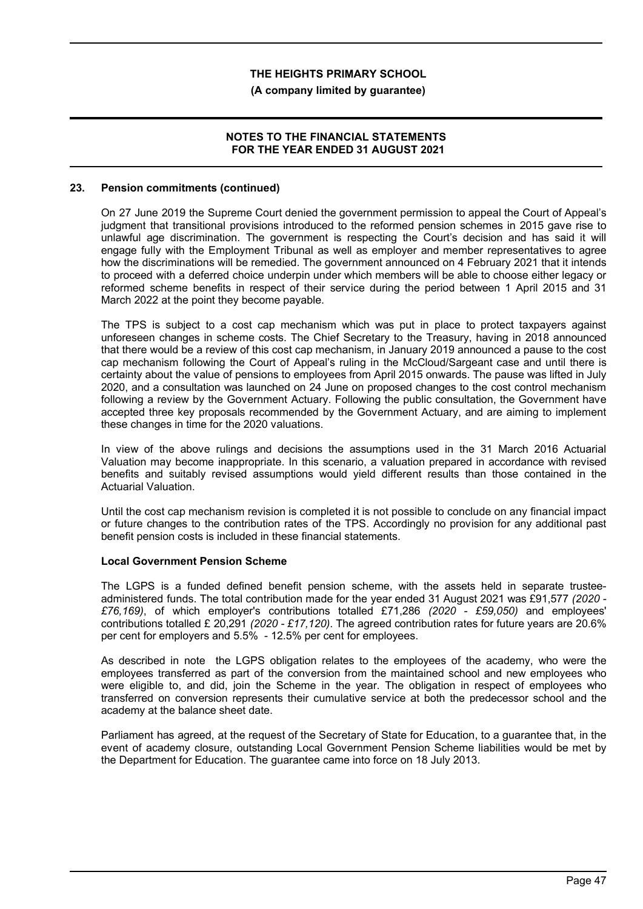## 23. Pension commitments (continued)

On 27 June 2019 the Supreme Court denied the government permission to appeal the Court of Appeal's judgment that transitional provisions introduced to the reformed pension schemes in 2015 gave rise to unlawful age discrimination. The government is respecting the Court's decision and has said it will engage fully with the Employment Tribunal as well as employer and member representatives to agree how the discriminations will be remedied. The government announced on 4 February 2021 that it intends to proceed with a deferred choice underpin under which members will be able to choose either legacy or reformed scheme benefits in respect of their service during the period between 1 April 2015 and 31 March 2022 at the point they become payable.

The TPS is subject to a cost cap mechanism which was put in place to protect taxpayers against unforeseen changes in scheme costs. The Chief Secretary to the Treasury, having in 2018 announced that there would be a review of this cost cap mechanism, in January 2019 announced a pause to the cost cap mechanism following the Court of Appeal's ruling in the McCloud/Sargeant case and until there is certainty about the value of pensions to employees from April 2015 onwards. The pause was lifted in July 2020, and a consultation was launched on 24 June on proposed changes to the cost control mechanism following a review by the Government Actuary. Following the public consultation, the Government have accepted three key proposals recommended by the Government Actuary, and are aiming to implement these changes in time for the 2020 valuations.

In view of the above rulings and decisions the assumptions used in the 31 March 2016 Actuarial Valuation may become inappropriate. In this scenario, a valuation prepared in accordance with revised benefits and suitably revised assumptions would yield different results than those contained in the Actuarial Valuation.

Until the cost cap mechanism revision is completed it is not possible to conclude on any financial impact or future changes to the contribution rates of the TPS. Accordingly no provision for any additional past benefit pension costs is included in these financial statements.

### Local Government Pension Scheme

The LGPS is a funded defined benefit pension scheme, with the assets held in separate trustee-administered funds. The total contribution made for the year ended 31 August 2021 was £91,577 *(2020 - £76,169)*, of which employer's contributions totalled £71,286 *(2020 - £59,050)* and employees' contributions totalled £ 20,291 *(2020 - £17,120)*. The agreed contribution rates for future years are 20.6% per cent for employers and 5.5% - 12.5% per cent for employees.

As described in note the LGPS obligation relates to the employees of the academy, who were the employees transferred as part of the conversion from the maintained school and new employees who were eligible to, and did, join the Scheme in the year. The obligation in respect of employees who transferred on conversion represents their cumulative service at both the predecessor school and the academy at the balance sheet date.

Parliament has agreed, at the request of the Secretary of State for Education, to a guarantee that, in the event of academy closure, outstanding Local Government Pension Scheme liabilities would be met by the Department for Education. The guarantee came into force on 18 July 2013.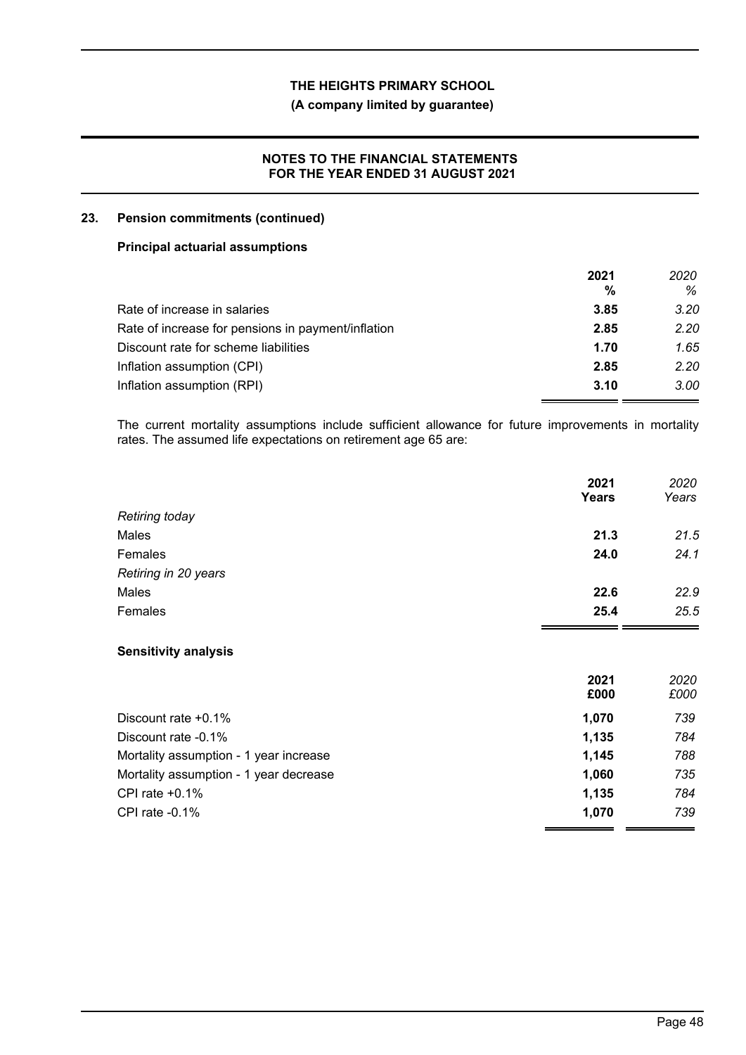## 23. Pension commitments (continued)

### Principal actuarial assumptions

| | 2021 % | *2020 %* |
|---|---|---|
| Rate of increase in salaries | **3.85** | *3.20* |
| Rate of increase for pensions in payment/inflation | **2.85** | *2.20* |
| Discount rate for scheme liabilities | **1.70** | *1.65* |
| Inflation assumption (CPI) | **2.85** | *2.20* |
| Inflation assumption (RPI) | **3.10** | *3.00* |

The current mortality assumptions include sufficient allowance for future improvements in mortality rates. The assumed life expectations on retirement age 65 are:

| | 2021 Years | *2020 Years* |
|---|---|---|
| *Retiring today* | | |
| Males | **21.3** | *21.5* |
| Females | **24.0** | *24.1* |
| *Retiring in 20 years* | | |
| Males | **22.6** | *22.9* |
| Females | **25.4** | *25.5* |

### Sensitivity analysis

| | 2021 £000 | *2020 £000* |
|---|---|---|
| Discount rate +0.1% | **1,070** | *739* |
| Discount rate -0.1% | **1,135** | *784* |
| Mortality assumption - 1 year increase | **1,145** | *788* |
| Mortality assumption - 1 year decrease | **1,060** | *735* |
| CPI rate +0.1% | **1,135** | *784* |
| CPI rate -0.1% | **1,070** | *739* |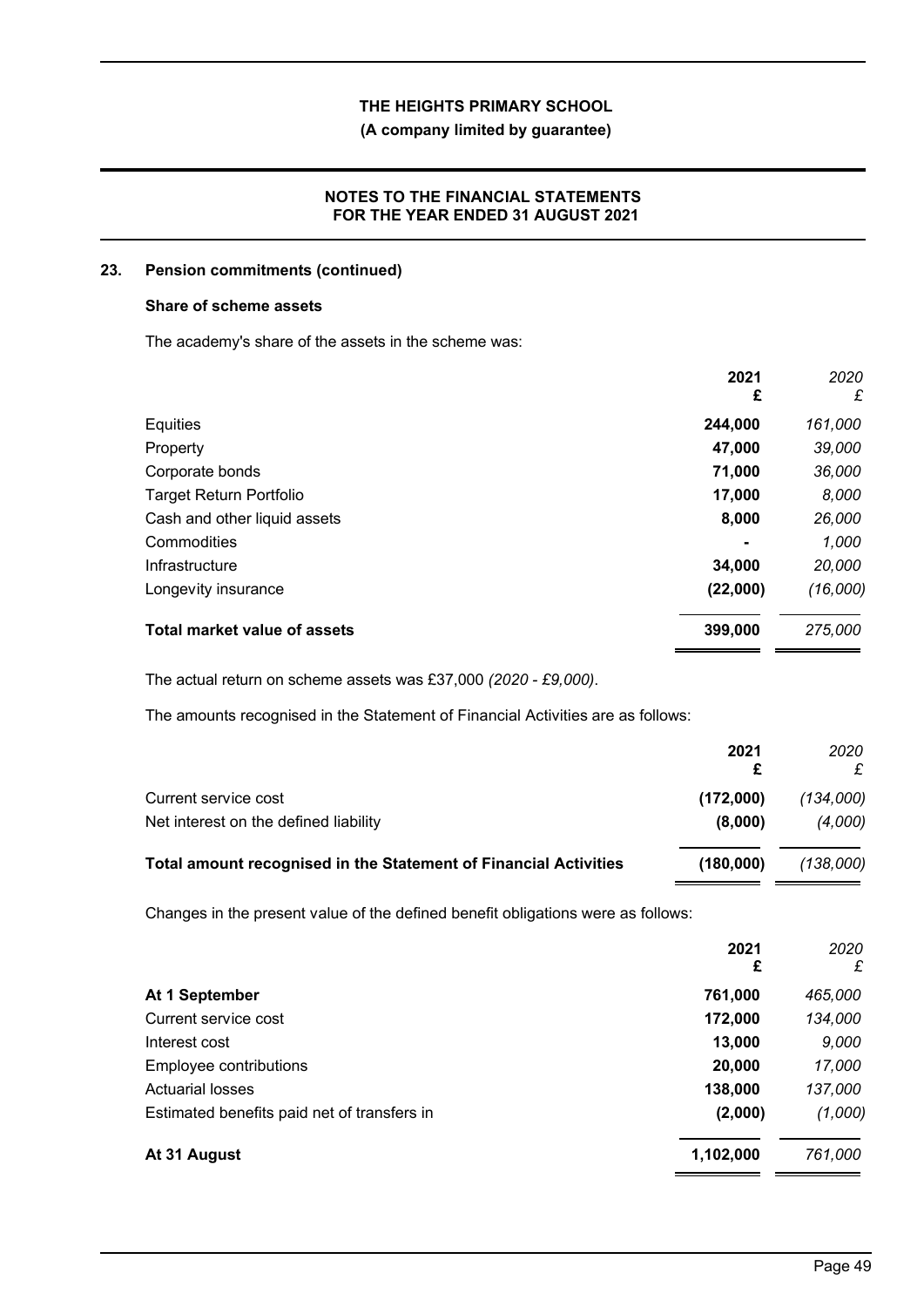## 23. Pension commitments (continued)

### Share of scheme assets

The academy's share of the assets in the scheme was:

| | 2021 £ | 2020 £ |
|---|---|---|
| Equities | 244,000 | 161,000 |
| Property | 47,000 | 39,000 |
| Corporate bonds | 71,000 | 36,000 |
| Target Return Portfolio | 17,000 | 8,000 |
| Cash and other liquid assets | 8,000 | 26,000 |
| Commodities | - | 1,000 |
| Infrastructure | 34,000 | 20,000 |
| Longevity insurance | (22,000) | (16,000) |
| **Total market value of assets** | **399,000** | 275,000 |

The actual return on scheme assets was £37,000 *(2020 - £9,000)*.

The amounts recognised in the Statement of Financial Activities are as follows:

| | 2021 £ | 2020 £ |
|---|---|---|
| Current service cost | (172,000) | (134,000) |
| Net interest on the defined liability | (8,000) | (4,000) |
| **Total amount recognised in the Statement of Financial Activities** | **(180,000)** | (138,000) |

Changes in the present value of the defined benefit obligations were as follows:

| | 2021 £ | 2020 £ |
|---|---|---|
| **At 1 September** | 761,000 | 465,000 |
| Current service cost | 172,000 | 134,000 |
| Interest cost | 13,000 | 9,000 |
| Employee contributions | 20,000 | 17,000 |
| Actuarial losses | 138,000 | 137,000 |
| Estimated benefits paid net of transfers in | (2,000) | (1,000) |
| **At 31 August** | **1,102,000** | 761,000 |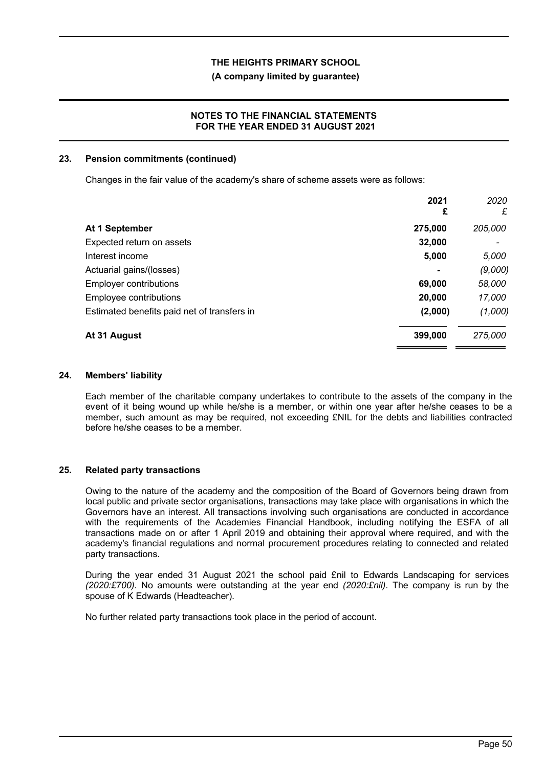### 23. Pension commitments (continued)

Changes in the fair value of the academy's share of scheme assets were as follows:

| | 2021 £ | *2020 £* |
|---|---|---|
| **At 1 September** | **275,000** | *205,000* |
| Expected return on assets | **32,000** | *-* |
| Interest income | **5,000** | *5,000* |
| Actuarial gains/(losses) | **-** | *(9,000)* |
| Employer contributions | **69,000** | *58,000* |
| Employee contributions | **20,000** | *17,000* |
| Estimated benefits paid net of transfers in | **(2,000)** | *(1,000)* |
| **At 31 August** | **399,000** | *275,000* |

### 24. Members' liability

Each member of the charitable company undertakes to contribute to the assets of the company in the event of it being wound up while he/she is a member, or within one year after he/she ceases to be a member, such amount as may be required, not exceeding £NIL for the debts and liabilities contracted before he/she ceases to be a member.

### 25. Related party transactions

Owing to the nature of the academy and the composition of the Board of Governors being drawn from local public and private sector organisations, transactions may take place with organisations in which the Governors have an interest. All transactions involving such organisations are conducted in accordance with the requirements of the Academies Financial Handbook, including notifying the ESFA of all transactions made on or after 1 April 2019 and obtaining their approval where required, and with the academy's financial regulations and normal procurement procedures relating to connected and related party transactions.

During the year ended 31 August 2021 the school paid £nil to Edwards Landscaping for services *(2020:£700)*. No amounts were outstanding at the year end *(2020:£nil)*. The company is run by the spouse of K Edwards (Headteacher).

No further related party transactions took place in the period of account.